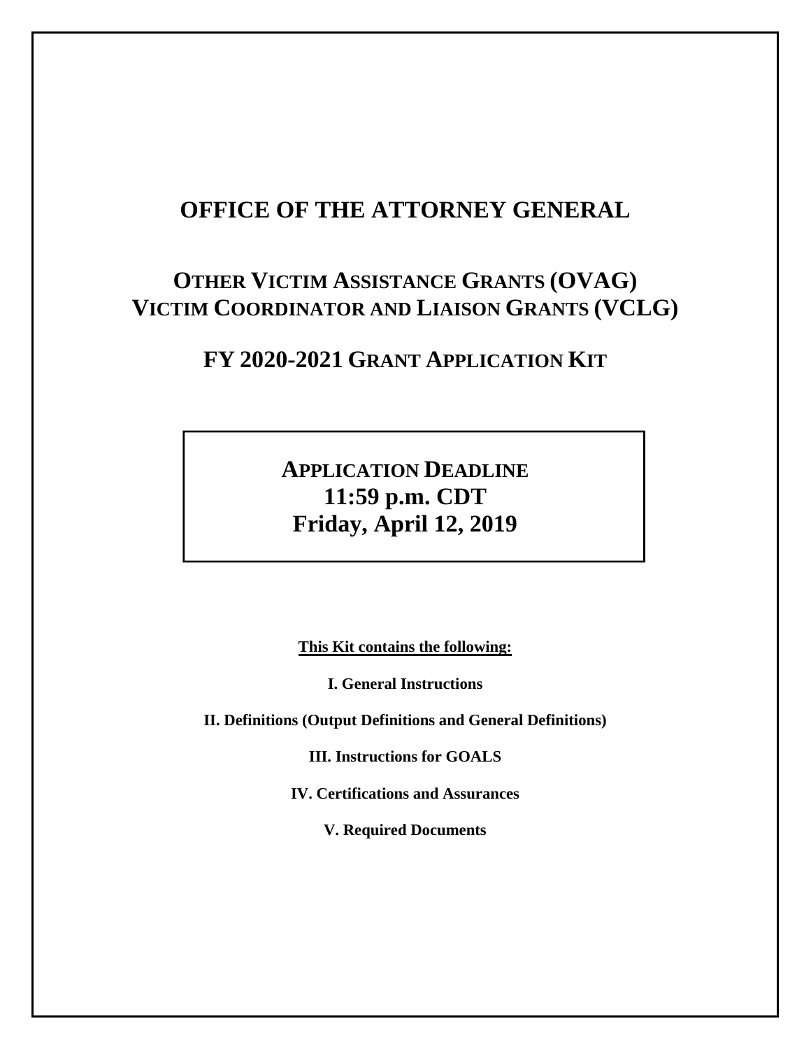# OFFICE OF THE ATTORNEY GENERAL

## OTHER VICTIM ASSISTANCE GRANTS (OVAG)
## VICTIM COORDINATOR AND LIAISON GRANTS (VCLG)

## FY 2020-2021 GRANT APPLICATION KIT

**APPLICATION DEADLINE**
**11:59 p.m. CDT**
**Friday, April 12, 2019**

**This Kit contains the following:**

**I. General Instructions**

**II. Definitions (Output Definitions and General Definitions)**

**III. Instructions for GOALS**

**IV. Certifications and Assurances**

**V. Required Documents**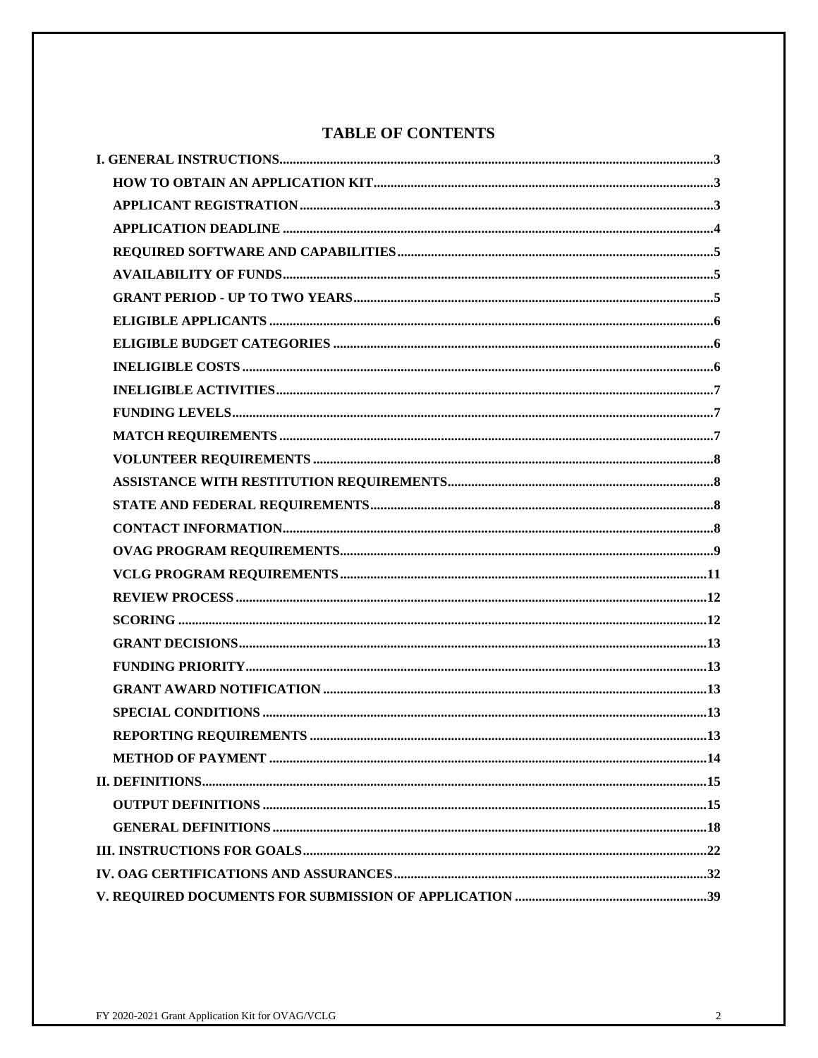# TABLE OF CONTENTS

**I. GENERAL INSTRUCTIONS** ..... 3

- **HOW TO OBTAIN AN APPLICATION KIT** ..... 3
- **APPLICANT REGISTRATION** ..... 3
- **APPLICATION DEADLINE** ..... 4
- **REQUIRED SOFTWARE AND CAPABILITIES** ..... 5
- **AVAILABILITY OF FUNDS** ..... 5
- **GRANT PERIOD - UP TO TWO YEARS** ..... 5
- **ELIGIBLE APPLICANTS** ..... 6
- **ELIGIBLE BUDGET CATEGORIES** ..... 6
- **INELIGIBLE COSTS** ..... 6
- **INELIGIBLE ACTIVITIES** ..... 7
- **FUNDING LEVELS** ..... 7
- **MATCH REQUIREMENTS** ..... 7
- **VOLUNTEER REQUIREMENTS** ..... 8
- **ASSISTANCE WITH RESTITUTION REQUIREMENTS** ..... 8
- **STATE AND FEDERAL REQUIREMENTS** ..... 8
- **CONTACT INFORMATION** ..... 8
- **OVAG PROGRAM REQUIREMENTS** ..... 9
- **VCLG PROGRAM REQUIREMENTS** ..... 11
- **REVIEW PROCESS** ..... 12
- **SCORING** ..... 12
- **GRANT DECISIONS** ..... 13
- **FUNDING PRIORITY** ..... 13
- **GRANT AWARD NOTIFICATION** ..... 13
- **SPECIAL CONDITIONS** ..... 13
- **REPORTING REQUIREMENTS** ..... 13
- **METHOD OF PAYMENT** ..... 14

**II. DEFINITIONS** ..... 15

- **OUTPUT DEFINITIONS** ..... 15
- **GENERAL DEFINITIONS** ..... 18

**III. INSTRUCTIONS FOR GOALS** ..... 22

**IV. OAG CERTIFICATIONS AND ASSURANCES** ..... 32

**V. REQUIRED DOCUMENTS FOR SUBMISSION OF APPLICATION** ..... 39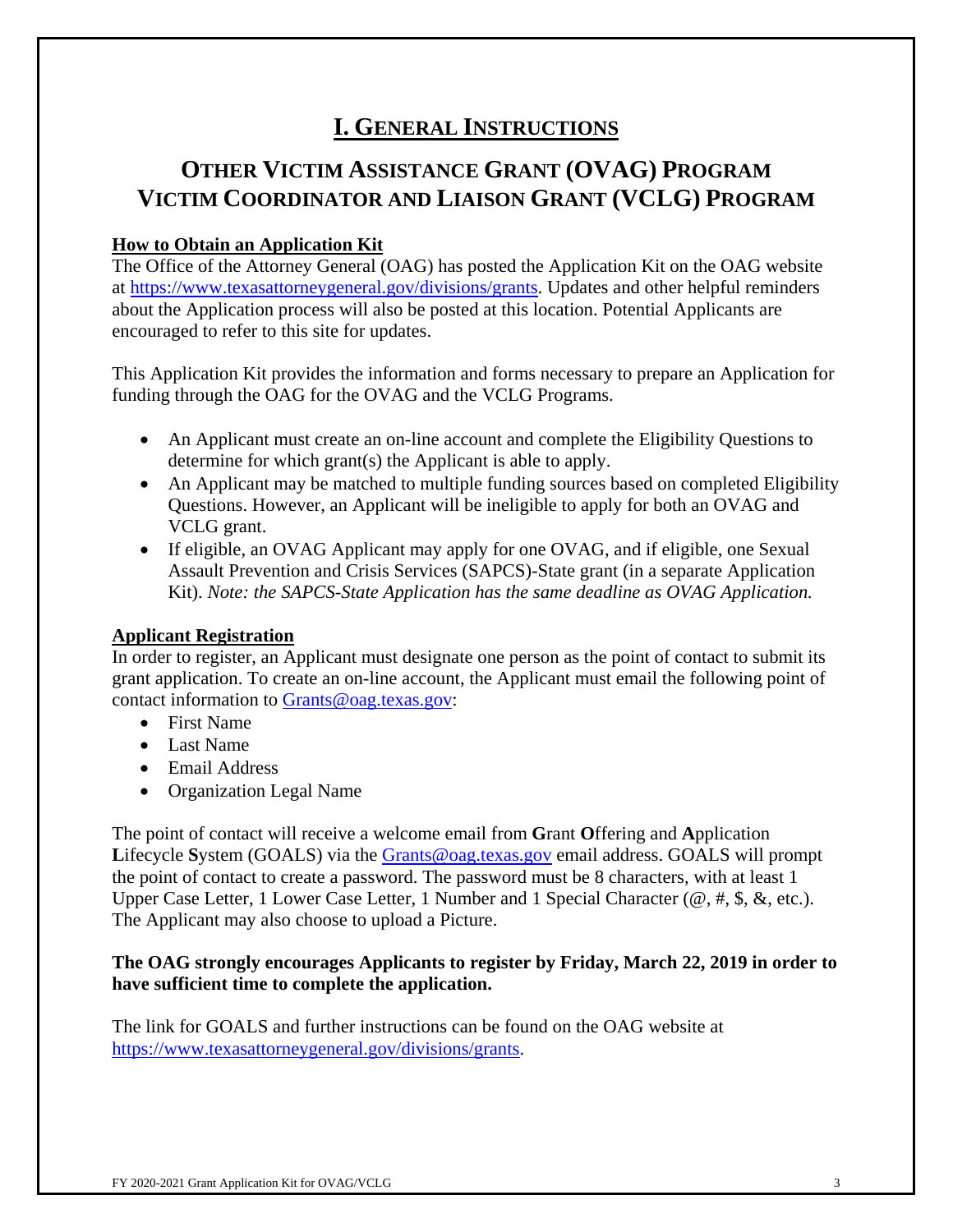# I. General Instructions

## Other Victim Assistance Grant (OVAG) Program
## Victim Coordinator and Liaison Grant (VCLG) Program

**How to Obtain an Application Kit**

The Office of the Attorney General (OAG) has posted the Application Kit on the OAG website at https://www.texasattorneygeneral.gov/divisions/grants. Updates and other helpful reminders about the Application process will also be posted at this location. Potential Applicants are encouraged to refer to this site for updates.

This Application Kit provides the information and forms necessary to prepare an Application for funding through the OAG for the OVAG and the VCLG Programs.

- An Applicant must create an on-line account and complete the Eligibility Questions to determine for which grant(s) the Applicant is able to apply.
- An Applicant may be matched to multiple funding sources based on completed Eligibility Questions. However, an Applicant will be ineligible to apply for both an OVAG and VCLG grant.
- If eligible, an OVAG Applicant may apply for one OVAG, and if eligible, one Sexual Assault Prevention and Crisis Services (SAPCS)-State grant (in a separate Application Kit). *Note: the SAPCS-State Application has the same deadline as OVAG Application.*

**Applicant Registration**

In order to register, an Applicant must designate one person as the point of contact to submit its grant application. To create an on-line account, the Applicant must email the following point of contact information to Grants@oag.texas.gov:

- First Name
- Last Name
- Email Address
- Organization Legal Name

The point of contact will receive a welcome email from **G**rant **O**ffering and **A**pplication **L**ifecycle **S**ystem (GOALS) via the Grants@oag.texas.gov email address. GOALS will prompt the point of contact to create a password. The password must be 8 characters, with at least 1 Upper Case Letter, 1 Lower Case Letter, 1 Number and 1 Special Character (@, #, $, &, etc.). The Applicant may also choose to upload a Picture.

**The OAG strongly encourages Applicants to register by Friday, March 22, 2019 in order to have sufficient time to complete the application.**

The link for GOALS and further instructions can be found on the OAG website at https://www.texasattorneygeneral.gov/divisions/grants.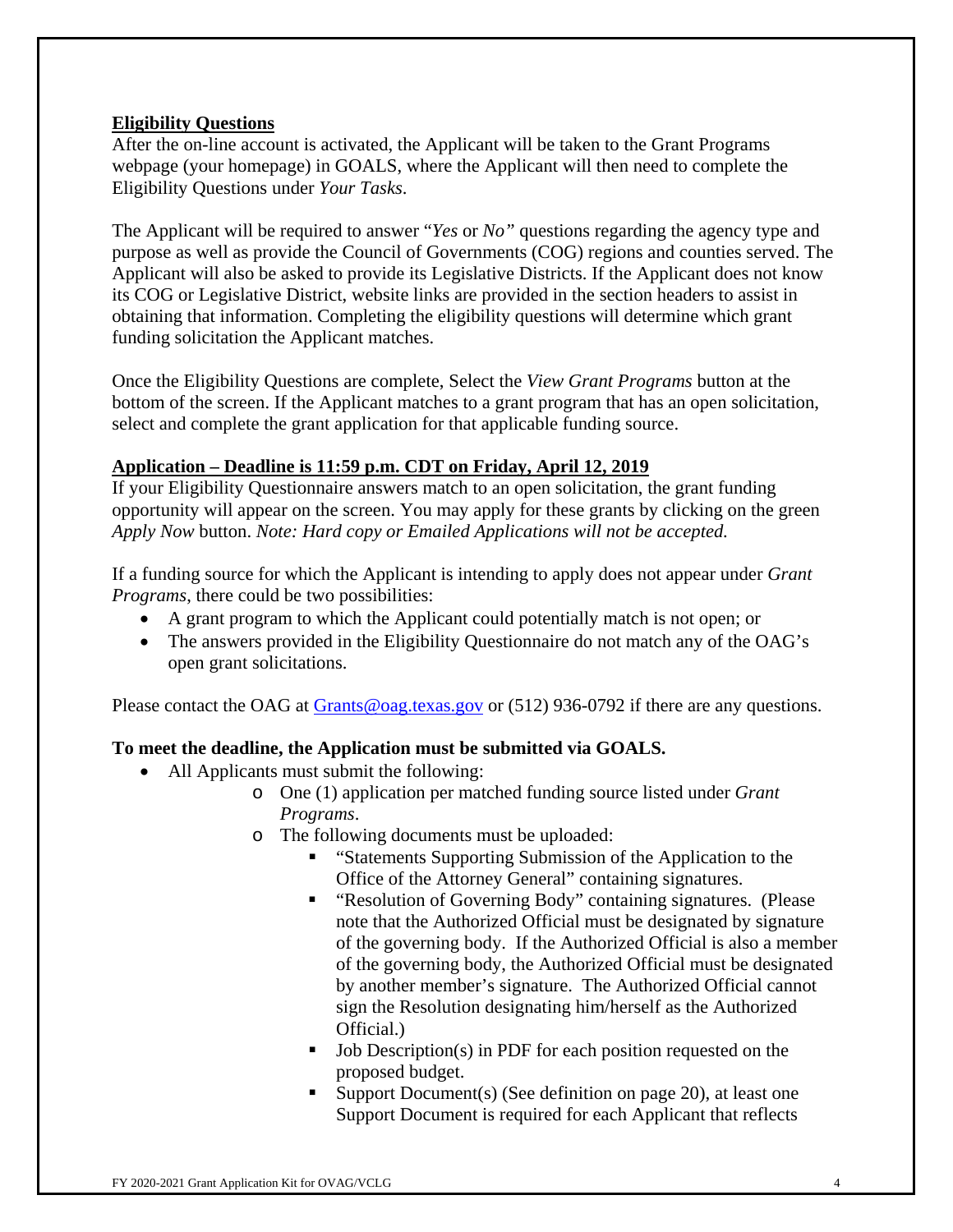**Eligibility Questions**

After the on-line account is activated, the Applicant will be taken to the Grant Programs webpage (your homepage) in GOALS, where the Applicant will then need to complete the Eligibility Questions under *Your Tasks*.

The Applicant will be required to answer "*Yes* or *No"* questions regarding the agency type and purpose as well as provide the Council of Governments (COG) regions and counties served. The Applicant will also be asked to provide its Legislative Districts. If the Applicant does not know its COG or Legislative District, website links are provided in the section headers to assist in obtaining that information. Completing the eligibility questions will determine which grant funding solicitation the Applicant matches.

Once the Eligibility Questions are complete, Select the *View Grant Programs* button at the bottom of the screen. If the Applicant matches to a grant program that has an open solicitation, select and complete the grant application for that applicable funding source.

**Application – Deadline is 11:59 p.m. CDT on Friday, April 12, 2019**

If your Eligibility Questionnaire answers match to an open solicitation, the grant funding opportunity will appear on the screen. You may apply for these grants by clicking on the green *Apply Now* button. *Note: Hard copy or Emailed Applications will not be accepted.*

If a funding source for which the Applicant is intending to apply does not appear under *Grant Programs*, there could be two possibilities:

- A grant program to which the Applicant could potentially match is not open; or
- The answers provided in the Eligibility Questionnaire do not match any of the OAG's open grant solicitations.

Please contact the OAG at Grants@oag.texas.gov or (512) 936-0792 if there are any questions.

**To meet the deadline, the Application must be submitted via GOALS.**

- All Applicants must submit the following:
  - One (1) application per matched funding source listed under *Grant Programs*.
  - The following documents must be uploaded:
    - "Statements Supporting Submission of the Application to the Office of the Attorney General" containing signatures.
    - "Resolution of Governing Body" containing signatures. (Please note that the Authorized Official must be designated by signature of the governing body. If the Authorized Official is also a member of the governing body, the Authorized Official must be designated by another member's signature. The Authorized Official cannot sign the Resolution designating him/herself as the Authorized Official.)
    - Job Description(s) in PDF for each position requested on the proposed budget.
    - Support Document(s) (See definition on page 20), at least one Support Document is required for each Applicant that reflects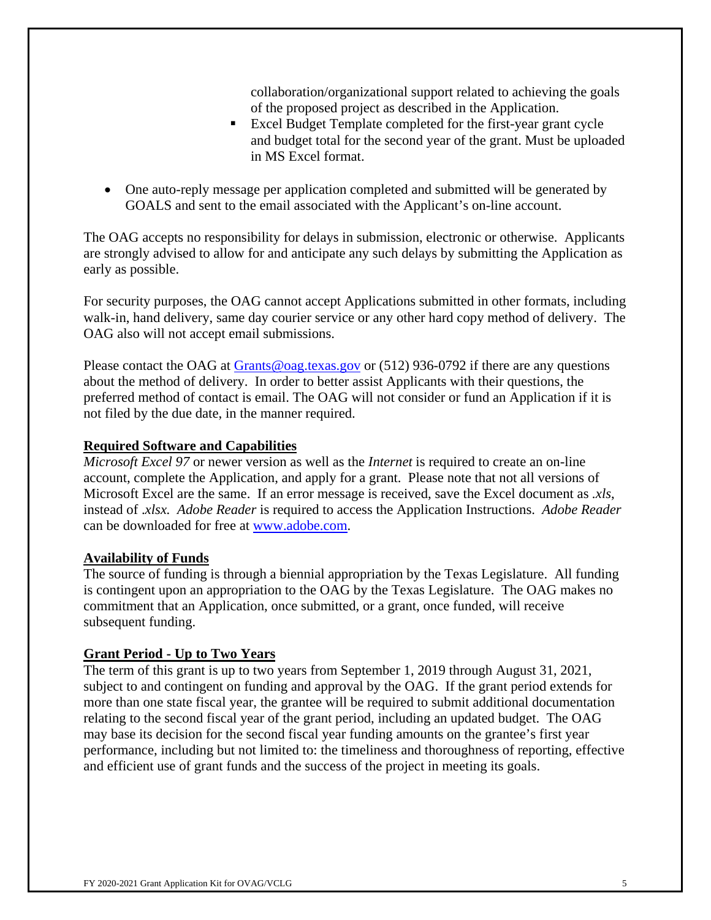collaboration/organizational support related to achieving the goals of the proposed project as described in the Application.
   - Excel Budget Template completed for the first-year grant cycle and budget total for the second year of the grant. Must be uploaded in MS Excel format.

- One auto-reply message per application completed and submitted will be generated by GOALS and sent to the email associated with the Applicant's on-line account.

The OAG accepts no responsibility for delays in submission, electronic or otherwise. Applicants are strongly advised to allow for and anticipate any such delays by submitting the Application as early as possible.

For security purposes, the OAG cannot accept Applications submitted in other formats, including walk-in, hand delivery, same day courier service or any other hard copy method of delivery. The OAG also will not accept email submissions.

Please contact the OAG at [Grants@oag.texas.gov](mailto:Grants@oag.texas.gov) or (512) 936-0792 if there are any questions about the method of delivery. In order to better assist Applicants with their questions, the preferred method of contact is email. The OAG will not consider or fund an Application if it is not filed by the due date, in the manner required.

**Required Software and Capabilities**

*Microsoft Excel 97* or newer version as well as the *Internet* is required to create an on-line account, complete the Application, and apply for a grant. Please note that not all versions of Microsoft Excel are the same. If an error message is received, save the Excel document as *.xls*, instead of *.xlsx. Adobe Reader* is required to access the Application Instructions. *Adobe Reader* can be downloaded for free at [www.adobe.com](http://www.adobe.com).

**Availability of Funds**

The source of funding is through a biennial appropriation by the Texas Legislature. All funding is contingent upon an appropriation to the OAG by the Texas Legislature. The OAG makes no commitment that an Application, once submitted, or a grant, once funded, will receive subsequent funding.

**Grant Period - Up to Two Years**

The term of this grant is up to two years from September 1, 2019 through August 31, 2021, subject to and contingent on funding and approval by the OAG. If the grant period extends for more than one state fiscal year, the grantee will be required to submit additional documentation relating to the second fiscal year of the grant period, including an updated budget. The OAG may base its decision for the second fiscal year funding amounts on the grantee's first year performance, including but not limited to: the timeliness and thoroughness of reporting, effective and efficient use of grant funds and the success of the project in meeting its goals.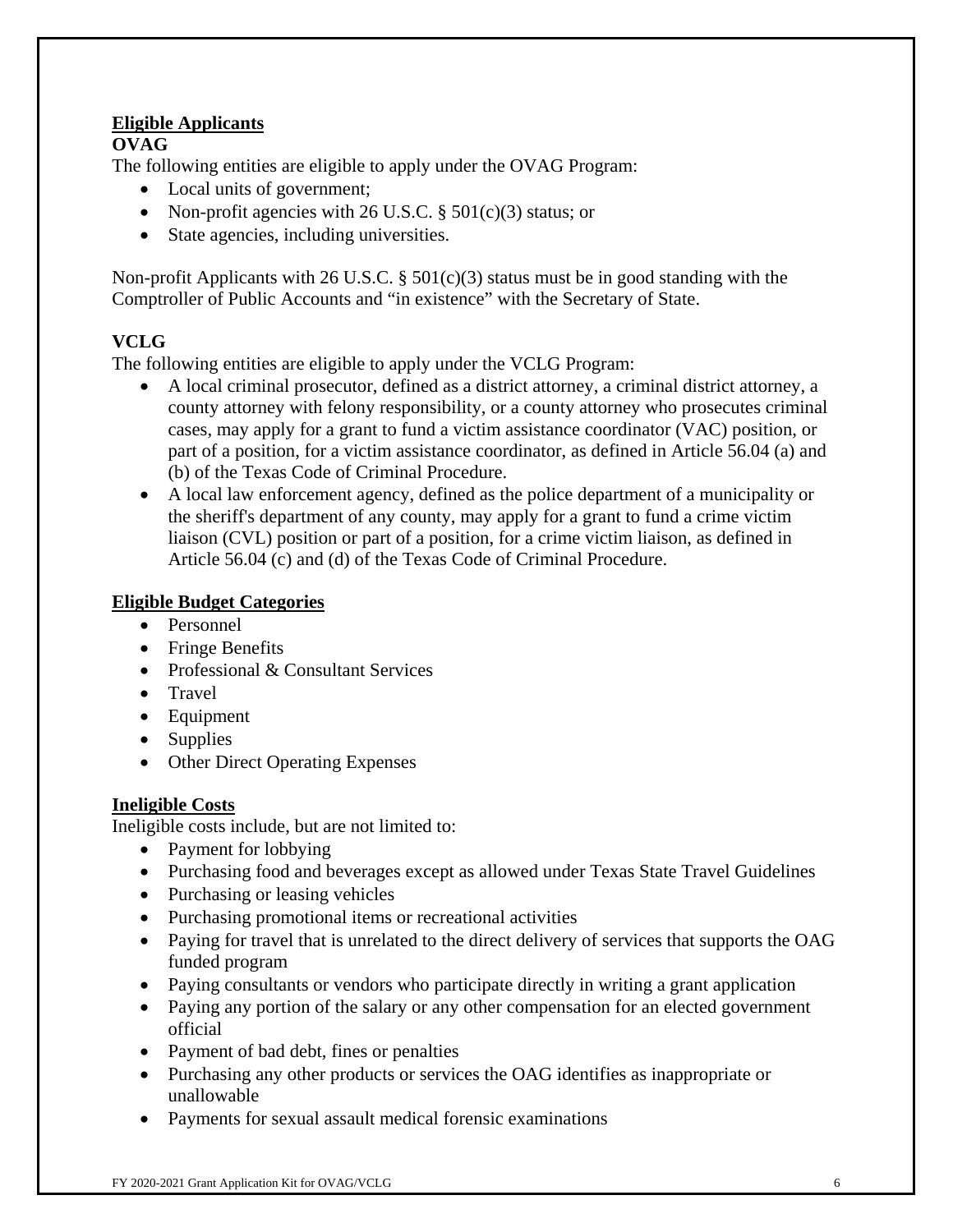## Eligible Applicants

### OVAG

The following entities are eligible to apply under the OVAG Program:

- Local units of government;
- Non-profit agencies with 26 U.S.C. § 501(c)(3) status; or
- State agencies, including universities.

Non-profit Applicants with 26 U.S.C. § 501(c)(3) status must be in good standing with the Comptroller of Public Accounts and "in existence" with the Secretary of State.

### VCLG

The following entities are eligible to apply under the VCLG Program:

- A local criminal prosecutor, defined as a district attorney, a criminal district attorney, a county attorney with felony responsibility, or a county attorney who prosecutes criminal cases, may apply for a grant to fund a victim assistance coordinator (VAC) position, or part of a position, for a victim assistance coordinator, as defined in Article 56.04 (a) and (b) of the Texas Code of Criminal Procedure.
- A local law enforcement agency, defined as the police department of a municipality or the sheriff's department of any county, may apply for a grant to fund a crime victim liaison (CVL) position or part of a position, for a crime victim liaison, as defined in Article 56.04 (c) and (d) of the Texas Code of Criminal Procedure.

## Eligible Budget Categories

- Personnel
- Fringe Benefits
- Professional & Consultant Services
- Travel
- Equipment
- Supplies
- Other Direct Operating Expenses

## Ineligible Costs

Ineligible costs include, but are not limited to:

- Payment for lobbying
- Purchasing food and beverages except as allowed under Texas State Travel Guidelines
- Purchasing or leasing vehicles
- Purchasing promotional items or recreational activities
- Paying for travel that is unrelated to the direct delivery of services that supports the OAG funded program
- Paying consultants or vendors who participate directly in writing a grant application
- Paying any portion of the salary or any other compensation for an elected government official
- Payment of bad debt, fines or penalties
- Purchasing any other products or services the OAG identifies as inappropriate or unallowable
- Payments for sexual assault medical forensic examinations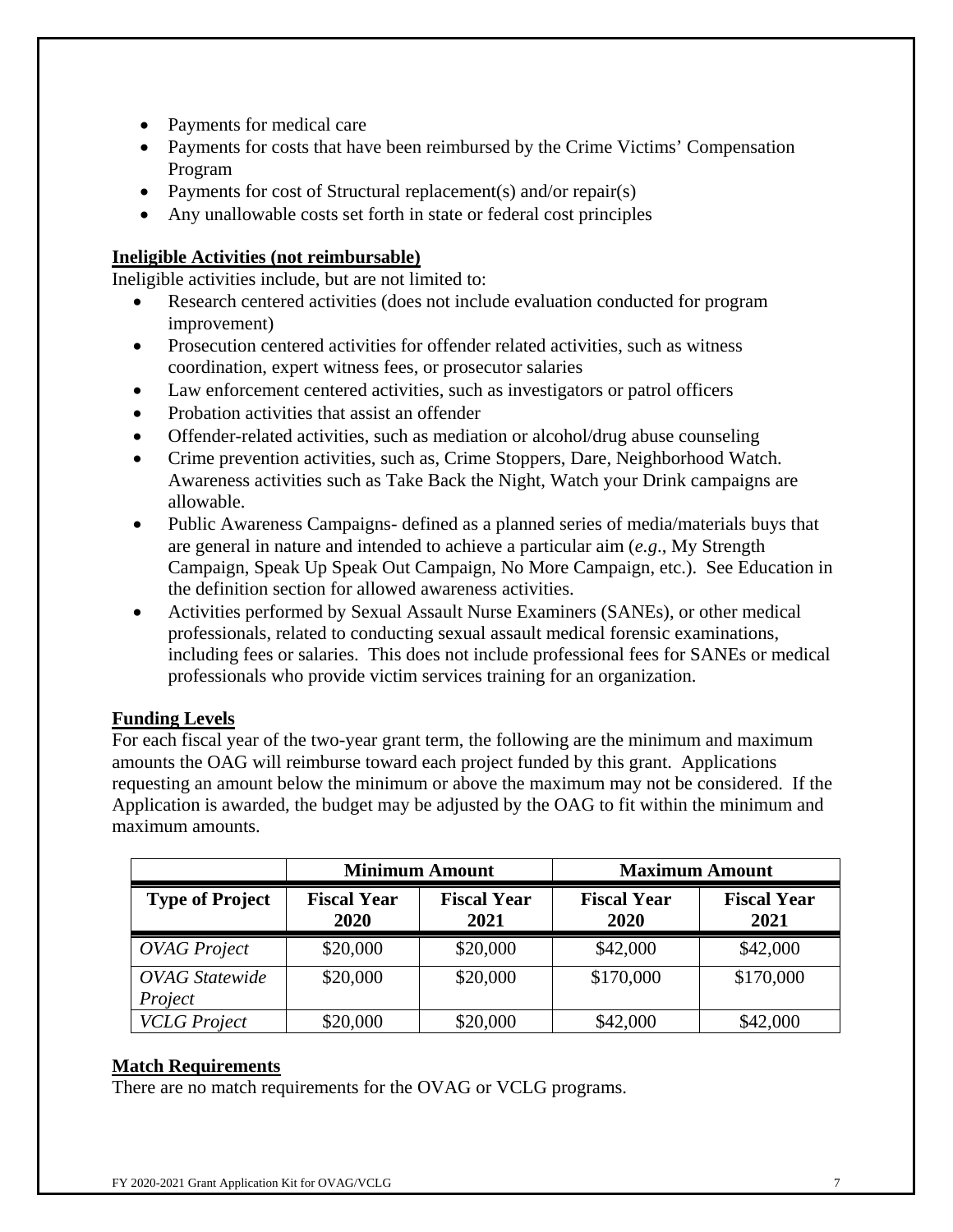- Payments for medical care
- Payments for costs that have been reimbursed by the Crime Victims' Compensation Program
- Payments for cost of Structural replacement(s) and/or repair(s)
- Any unallowable costs set forth in state or federal cost principles

**Ineligible Activities (not reimbursable)**

Ineligible activities include, but are not limited to:

- Research centered activities (does not include evaluation conducted for program improvement)
- Prosecution centered activities for offender related activities, such as witness coordination, expert witness fees, or prosecutor salaries
- Law enforcement centered activities, such as investigators or patrol officers
- Probation activities that assist an offender
- Offender-related activities, such as mediation or alcohol/drug abuse counseling
- Crime prevention activities, such as, Crime Stoppers, Dare, Neighborhood Watch. Awareness activities such as Take Back the Night, Watch your Drink campaigns are allowable.
- Public Awareness Campaigns- defined as a planned series of media/materials buys that are general in nature and intended to achieve a particular aim (*e.g*., My Strength Campaign, Speak Up Speak Out Campaign, No More Campaign, etc.). See Education in the definition section for allowed awareness activities.
- Activities performed by Sexual Assault Nurse Examiners (SANEs), or other medical professionals, related to conducting sexual assault medical forensic examinations, including fees or salaries. This does not include professional fees for SANEs or medical professionals who provide victim services training for an organization.

**Funding Levels**

For each fiscal year of the two-year grant term, the following are the minimum and maximum amounts the OAG will reimburse toward each project funded by this grant. Applications requesting an amount below the minimum or above the maximum may not be considered. If the Application is awarded, the budget may be adjusted by the OAG to fit within the minimum and maximum amounts.

| | Minimum Amount | | Maximum Amount | |
|---|---|---|---|---|
| **Type of Project** | **Fiscal Year 2020** | **Fiscal Year 2021** | **Fiscal Year 2020** | **Fiscal Year 2021** |
| *OVAG Project* | $20,000 | $20,000 | $42,000 | $42,000 |
| *OVAG Statewide Project* | $20,000 | $20,000 | $170,000 | $170,000 |
| *VCLG Project* | $20,000 | $20,000 | $42,000 | $42,000 |

**Match Requirements**

There are no match requirements for the OVAG or VCLG programs.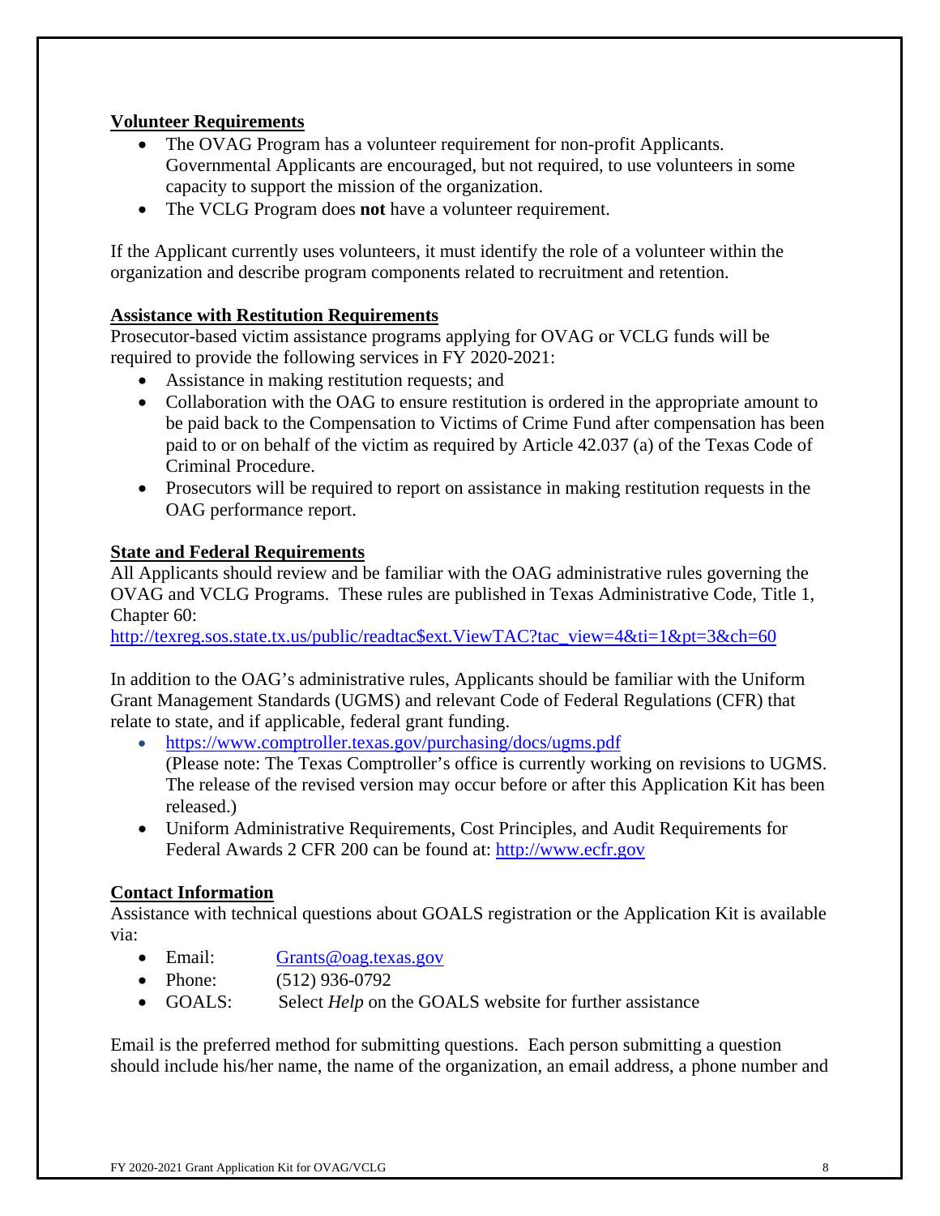## Volunteer Requirements

- The OVAG Program has a volunteer requirement for non-profit Applicants. Governmental Applicants are encouraged, but not required, to use volunteers in some capacity to support the mission of the organization.
- The VCLG Program does **not** have a volunteer requirement.

If the Applicant currently uses volunteers, it must identify the role of a volunteer within the organization and describe program components related to recruitment and retention.

## Assistance with Restitution Requirements

Prosecutor-based victim assistance programs applying for OVAG or VCLG funds will be required to provide the following services in FY 2020-2021:

- Assistance in making restitution requests; and
- Collaboration with the OAG to ensure restitution is ordered in the appropriate amount to be paid back to the Compensation to Victims of Crime Fund after compensation has been paid to or on behalf of the victim as required by Article 42.037 (a) of the Texas Code of Criminal Procedure.
- Prosecutors will be required to report on assistance in making restitution requests in the OAG performance report.

## State and Federal Requirements

All Applicants should review and be familiar with the OAG administrative rules governing the OVAG and VCLG Programs. These rules are published in Texas Administrative Code, Title 1, Chapter 60:
http://texreg.sos.state.tx.us/public/readtac$ext.ViewTAC?tac_view=4&ti=1&pt=3&ch=60

In addition to the OAG's administrative rules, Applicants should be familiar with the Uniform Grant Management Standards (UGMS) and relevant Code of Federal Regulations (CFR) that relate to state, and if applicable, federal grant funding.

- https://www.comptroller.texas.gov/purchasing/docs/ugms.pdf
  (Please note: The Texas Comptroller's office is currently working on revisions to UGMS. The release of the revised version may occur before or after this Application Kit has been released.)
- Uniform Administrative Requirements, Cost Principles, and Audit Requirements for Federal Awards 2 CFR 200 can be found at: http://www.ecfr.gov

## Contact Information

Assistance with technical questions about GOALS registration or the Application Kit is available via:

- Email: Grants@oag.texas.gov
- Phone: (512) 936-0792
- GOALS: Select *Help* on the GOALS website for further assistance

Email is the preferred method for submitting questions. Each person submitting a question should include his/her name, the name of the organization, an email address, a phone number and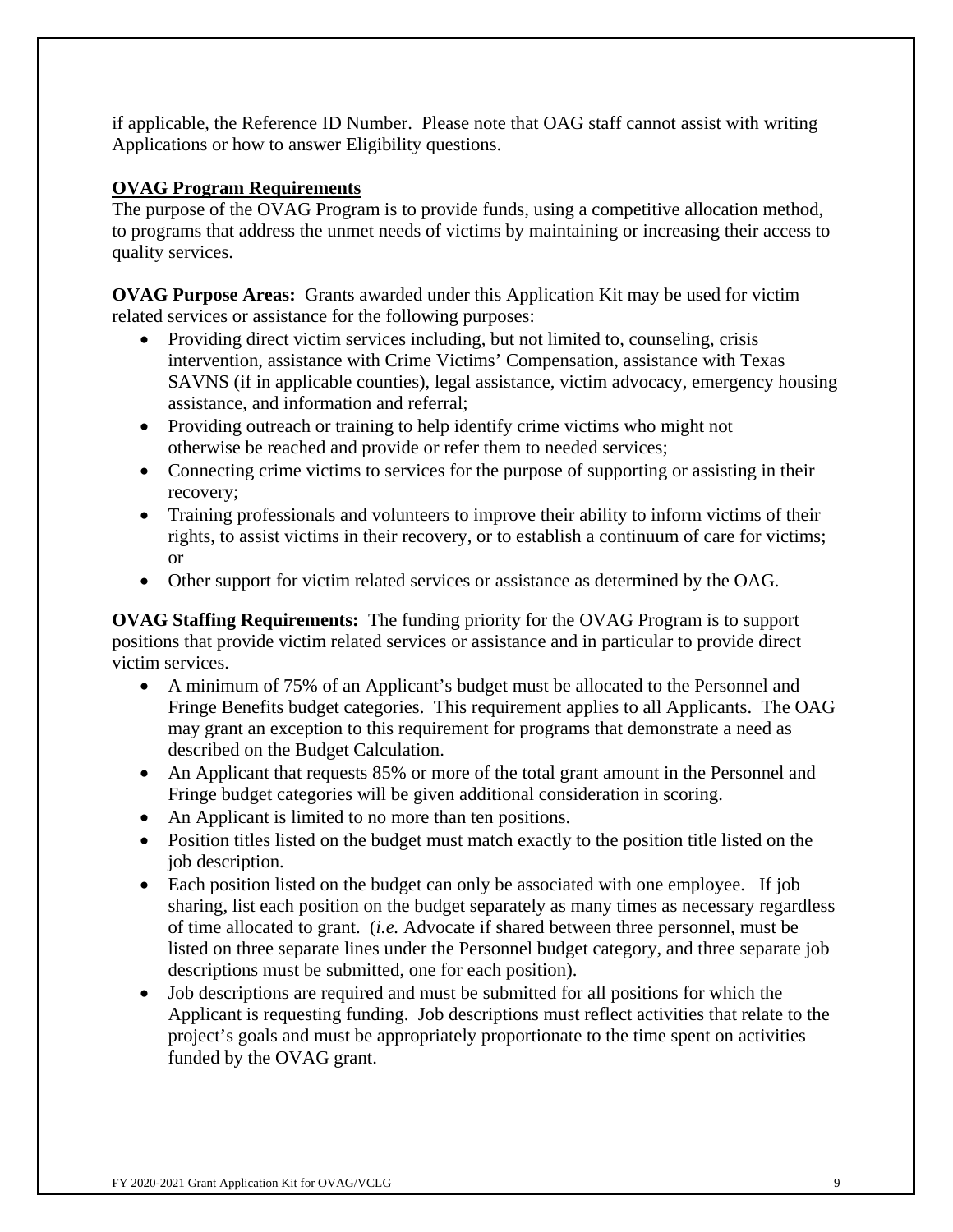if applicable, the Reference ID Number. Please note that OAG staff cannot assist with writing Applications or how to answer Eligibility questions.

## OVAG Program Requirements

The purpose of the OVAG Program is to provide funds, using a competitive allocation method, to programs that address the unmet needs of victims by maintaining or increasing their access to quality services.

**OVAG Purpose Areas:** Grants awarded under this Application Kit may be used for victim related services or assistance for the following purposes:

- Providing direct victim services including, but not limited to, counseling, crisis intervention, assistance with Crime Victims' Compensation, assistance with Texas SAVNS (if in applicable counties), legal assistance, victim advocacy, emergency housing assistance, and information and referral;
- Providing outreach or training to help identify crime victims who might not otherwise be reached and provide or refer them to needed services;
- Connecting crime victims to services for the purpose of supporting or assisting in their recovery;
- Training professionals and volunteers to improve their ability to inform victims of their rights, to assist victims in their recovery, or to establish a continuum of care for victims; or
- Other support for victim related services or assistance as determined by the OAG.

**OVAG Staffing Requirements:** The funding priority for the OVAG Program is to support positions that provide victim related services or assistance and in particular to provide direct victim services.

- A minimum of 75% of an Applicant's budget must be allocated to the Personnel and Fringe Benefits budget categories. This requirement applies to all Applicants. The OAG may grant an exception to this requirement for programs that demonstrate a need as described on the Budget Calculation.
- An Applicant that requests 85% or more of the total grant amount in the Personnel and Fringe budget categories will be given additional consideration in scoring.
- An Applicant is limited to no more than ten positions.
- Position titles listed on the budget must match exactly to the position title listed on the job description.
- Each position listed on the budget can only be associated with one employee. If job sharing, list each position on the budget separately as many times as necessary regardless of time allocated to grant. (*i.e.* Advocate if shared between three personnel, must be listed on three separate lines under the Personnel budget category, and three separate job descriptions must be submitted, one for each position).
- Job descriptions are required and must be submitted for all positions for which the Applicant is requesting funding. Job descriptions must reflect activities that relate to the project's goals and must be appropriately proportionate to the time spent on activities funded by the OVAG grant.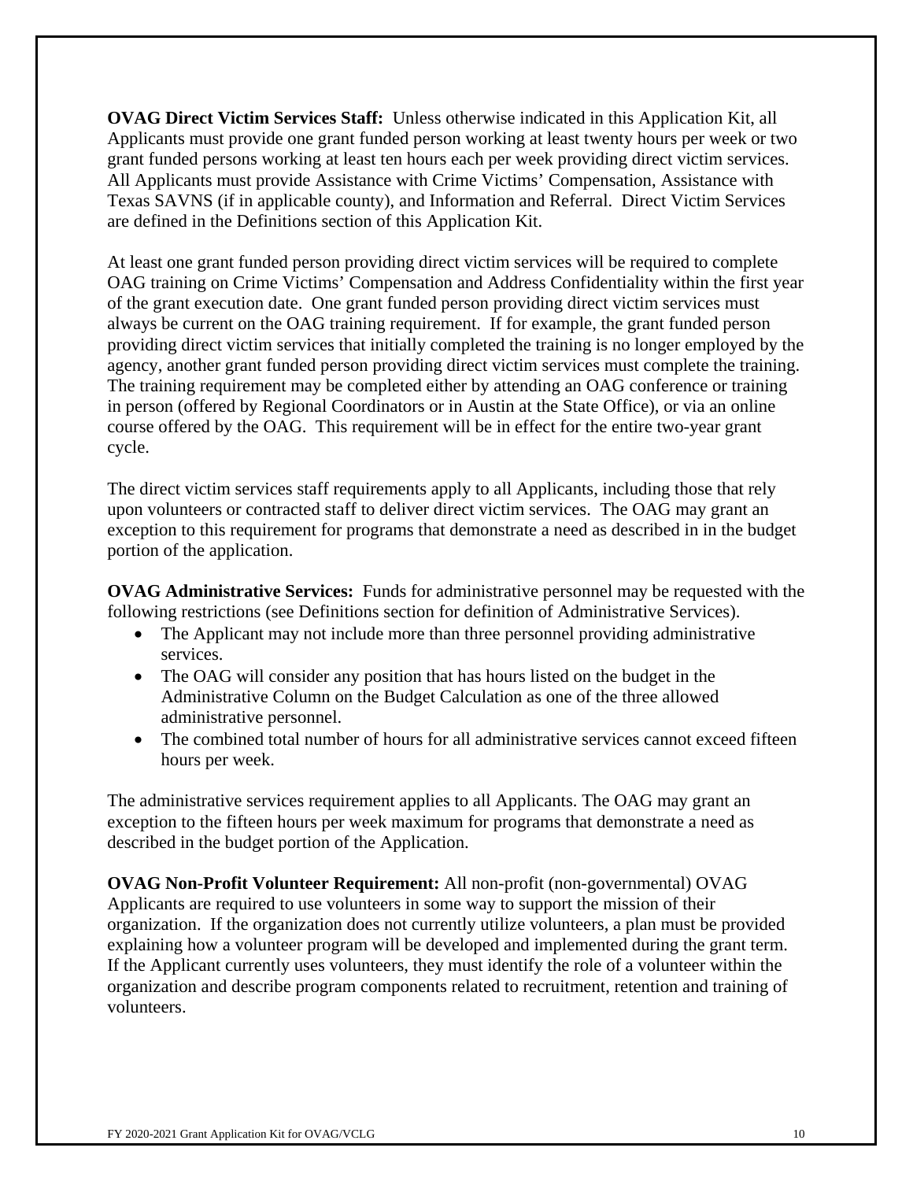**OVAG Direct Victim Services Staff:** Unless otherwise indicated in this Application Kit, all Applicants must provide one grant funded person working at least twenty hours per week or two grant funded persons working at least ten hours each per week providing direct victim services. All Applicants must provide Assistance with Crime Victims' Compensation, Assistance with Texas SAVNS (if in applicable county), and Information and Referral. Direct Victim Services are defined in the Definitions section of this Application Kit.

At least one grant funded person providing direct victim services will be required to complete OAG training on Crime Victims' Compensation and Address Confidentiality within the first year of the grant execution date. One grant funded person providing direct victim services must always be current on the OAG training requirement. If for example, the grant funded person providing direct victim services that initially completed the training is no longer employed by the agency, another grant funded person providing direct victim services must complete the training. The training requirement may be completed either by attending an OAG conference or training in person (offered by Regional Coordinators or in Austin at the State Office), or via an online course offered by the OAG. This requirement will be in effect for the entire two-year grant cycle.

The direct victim services staff requirements apply to all Applicants, including those that rely upon volunteers or contracted staff to deliver direct victim services. The OAG may grant an exception to this requirement for programs that demonstrate a need as described in in the budget portion of the application.

**OVAG Administrative Services:** Funds for administrative personnel may be requested with the following restrictions (see Definitions section for definition of Administrative Services).

- The Applicant may not include more than three personnel providing administrative services.
- The OAG will consider any position that has hours listed on the budget in the Administrative Column on the Budget Calculation as one of the three allowed administrative personnel.
- The combined total number of hours for all administrative services cannot exceed fifteen hours per week.

The administrative services requirement applies to all Applicants. The OAG may grant an exception to the fifteen hours per week maximum for programs that demonstrate a need as described in the budget portion of the Application.

**OVAG Non-Profit Volunteer Requirement:** All non-profit (non-governmental) OVAG Applicants are required to use volunteers in some way to support the mission of their organization. If the organization does not currently utilize volunteers, a plan must be provided explaining how a volunteer program will be developed and implemented during the grant term. If the Applicant currently uses volunteers, they must identify the role of a volunteer within the organization and describe program components related to recruitment, retention and training of volunteers.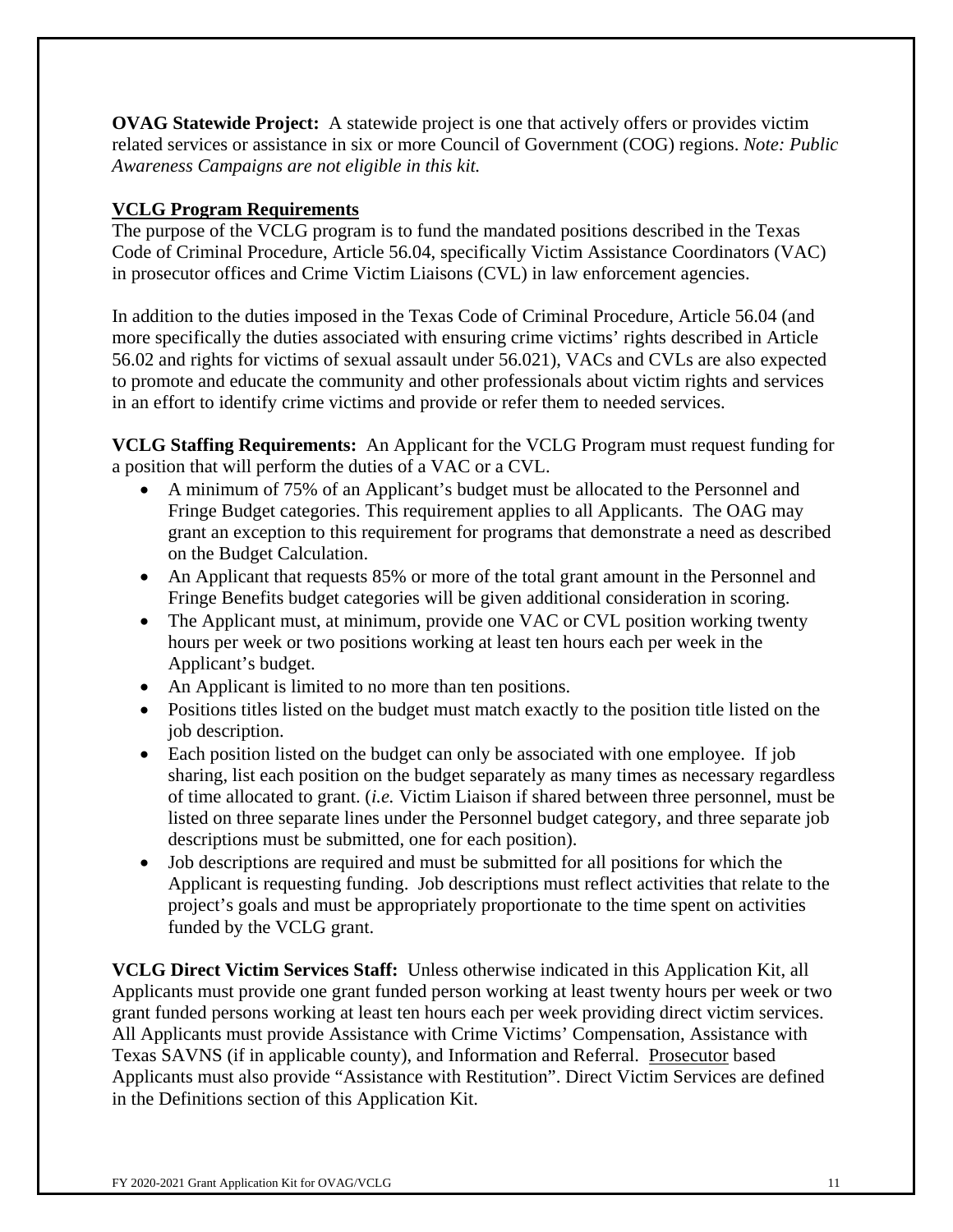**OVAG Statewide Project:** A statewide project is one that actively offers or provides victim related services or assistance in six or more Council of Government (COG) regions. *Note: Public Awareness Campaigns are not eligible in this kit.*

**VCLG Program Requirements**

The purpose of the VCLG program is to fund the mandated positions described in the Texas Code of Criminal Procedure, Article 56.04, specifically Victim Assistance Coordinators (VAC) in prosecutor offices and Crime Victim Liaisons (CVL) in law enforcement agencies.

In addition to the duties imposed in the Texas Code of Criminal Procedure, Article 56.04 (and more specifically the duties associated with ensuring crime victims' rights described in Article 56.02 and rights for victims of sexual assault under 56.021), VACs and CVLs are also expected to promote and educate the community and other professionals about victim rights and services in an effort to identify crime victims and provide or refer them to needed services.

**VCLG Staffing Requirements:** An Applicant for the VCLG Program must request funding for a position that will perform the duties of a VAC or a CVL.

- A minimum of 75% of an Applicant's budget must be allocated to the Personnel and Fringe Budget categories. This requirement applies to all Applicants. The OAG may grant an exception to this requirement for programs that demonstrate a need as described on the Budget Calculation.
- An Applicant that requests 85% or more of the total grant amount in the Personnel and Fringe Benefits budget categories will be given additional consideration in scoring.
- The Applicant must, at minimum, provide one VAC or CVL position working twenty hours per week or two positions working at least ten hours each per week in the Applicant's budget.
- An Applicant is limited to no more than ten positions.
- Positions titles listed on the budget must match exactly to the position title listed on the job description.
- Each position listed on the budget can only be associated with one employee. If job sharing, list each position on the budget separately as many times as necessary regardless of time allocated to grant. (*i.e.* Victim Liaison if shared between three personnel, must be listed on three separate lines under the Personnel budget category, and three separate job descriptions must be submitted, one for each position).
- Job descriptions are required and must be submitted for all positions for which the Applicant is requesting funding. Job descriptions must reflect activities that relate to the project's goals and must be appropriately proportionate to the time spent on activities funded by the VCLG grant.

**VCLG Direct Victim Services Staff:** Unless otherwise indicated in this Application Kit, all Applicants must provide one grant funded person working at least twenty hours per week or two grant funded persons working at least ten hours each per week providing direct victim services. All Applicants must provide Assistance with Crime Victims' Compensation, Assistance with Texas SAVNS (if in applicable county), and Information and Referral. Prosecutor based Applicants must also provide "Assistance with Restitution". Direct Victim Services are defined in the Definitions section of this Application Kit.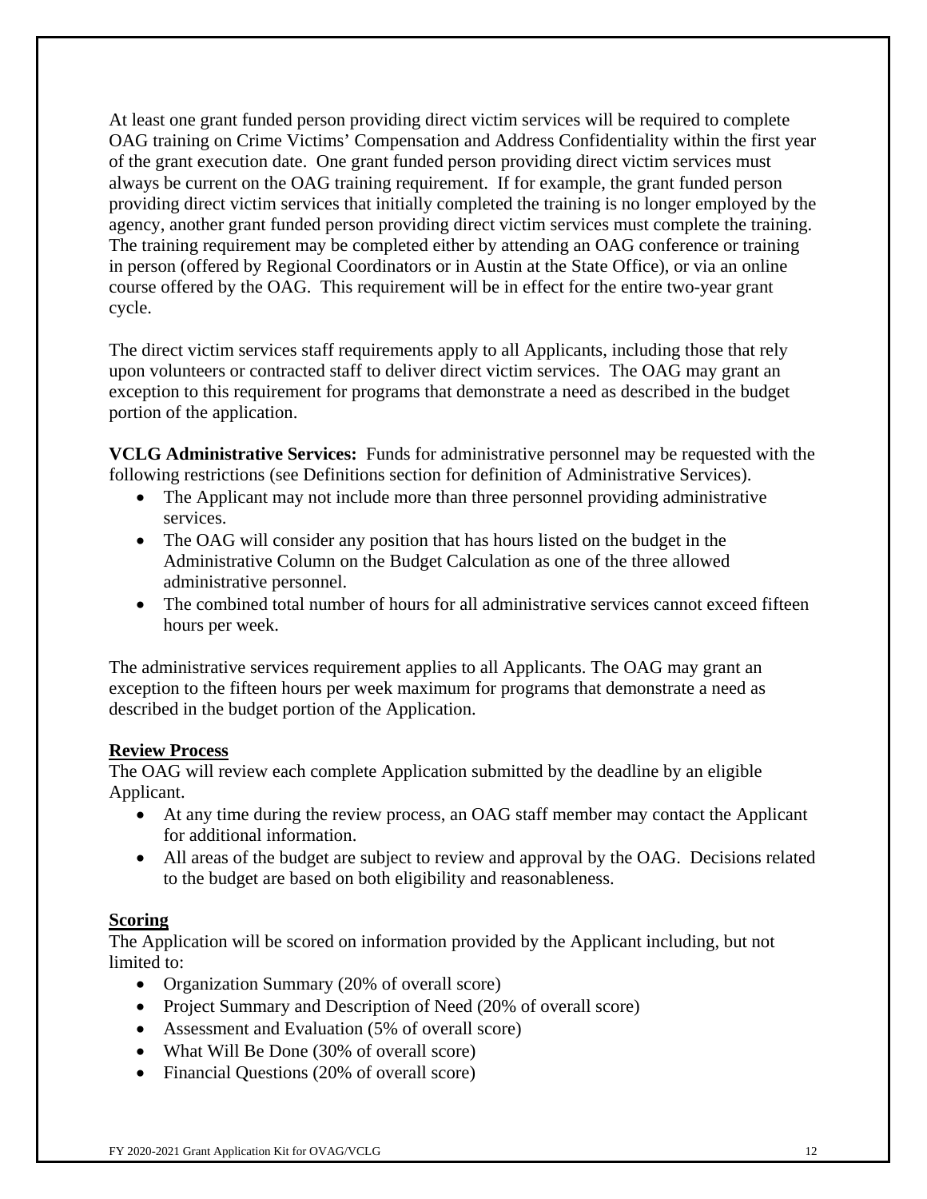At least one grant funded person providing direct victim services will be required to complete OAG training on Crime Victims' Compensation and Address Confidentiality within the first year of the grant execution date. One grant funded person providing direct victim services must always be current on the OAG training requirement. If for example, the grant funded person providing direct victim services that initially completed the training is no longer employed by the agency, another grant funded person providing direct victim services must complete the training. The training requirement may be completed either by attending an OAG conference or training in person (offered by Regional Coordinators or in Austin at the State Office), or via an online course offered by the OAG. This requirement will be in effect for the entire two-year grant cycle.

The direct victim services staff requirements apply to all Applicants, including those that rely upon volunteers or contracted staff to deliver direct victim services. The OAG may grant an exception to this requirement for programs that demonstrate a need as described in the budget portion of the application.

**VCLG Administrative Services:** Funds for administrative personnel may be requested with the following restrictions (see Definitions section for definition of Administrative Services).

- The Applicant may not include more than three personnel providing administrative services.
- The OAG will consider any position that has hours listed on the budget in the Administrative Column on the Budget Calculation as one of the three allowed administrative personnel.
- The combined total number of hours for all administrative services cannot exceed fifteen hours per week.

The administrative services requirement applies to all Applicants. The OAG may grant an exception to the fifteen hours per week maximum for programs that demonstrate a need as described in the budget portion of the Application.

## Review Process

The OAG will review each complete Application submitted by the deadline by an eligible Applicant.

- At any time during the review process, an OAG staff member may contact the Applicant for additional information.
- All areas of the budget are subject to review and approval by the OAG. Decisions related to the budget are based on both eligibility and reasonableness.

## Scoring

The Application will be scored on information provided by the Applicant including, but not limited to:

- Organization Summary (20% of overall score)
- Project Summary and Description of Need (20% of overall score)
- Assessment and Evaluation (5% of overall score)
- What Will Be Done (30% of overall score)
- Financial Questions (20% of overall score)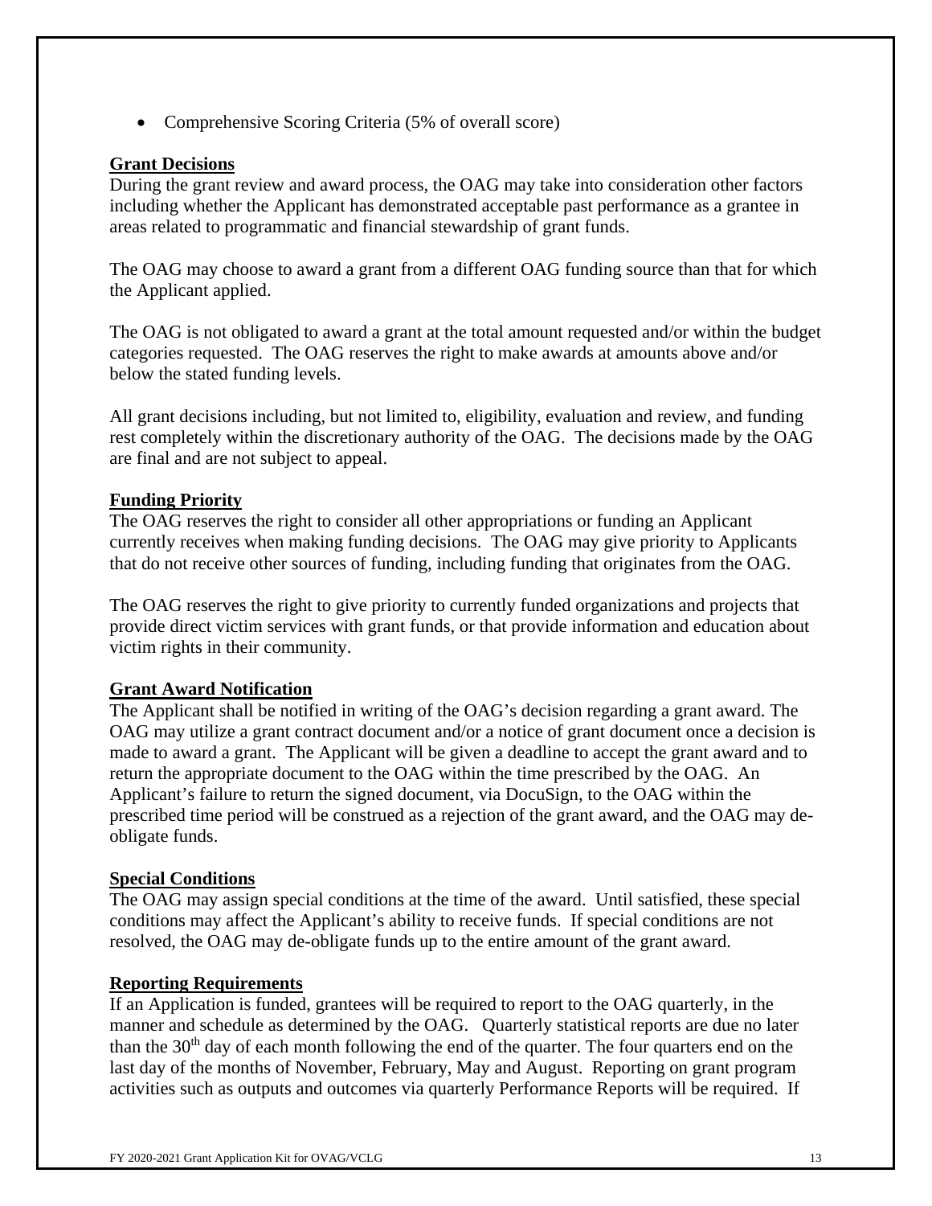- Comprehensive Scoring Criteria (5% of overall score)

**Grant Decisions**

During the grant review and award process, the OAG may take into consideration other factors including whether the Applicant has demonstrated acceptable past performance as a grantee in areas related to programmatic and financial stewardship of grant funds.

The OAG may choose to award a grant from a different OAG funding source than that for which the Applicant applied.

The OAG is not obligated to award a grant at the total amount requested and/or within the budget categories requested. The OAG reserves the right to make awards at amounts above and/or below the stated funding levels.

All grant decisions including, but not limited to, eligibility, evaluation and review, and funding rest completely within the discretionary authority of the OAG. The decisions made by the OAG are final and are not subject to appeal.

**Funding Priority**

The OAG reserves the right to consider all other appropriations or funding an Applicant currently receives when making funding decisions. The OAG may give priority to Applicants that do not receive other sources of funding, including funding that originates from the OAG.

The OAG reserves the right to give priority to currently funded organizations and projects that provide direct victim services with grant funds, or that provide information and education about victim rights in their community.

**Grant Award Notification**

The Applicant shall be notified in writing of the OAG's decision regarding a grant award. The OAG may utilize a grant contract document and/or a notice of grant document once a decision is made to award a grant. The Applicant will be given a deadline to accept the grant award and to return the appropriate document to the OAG within the time prescribed by the OAG. An Applicant's failure to return the signed document, via DocuSign, to the OAG within the prescribed time period will be construed as a rejection of the grant award, and the OAG may de-obligate funds.

**Special Conditions**

The OAG may assign special conditions at the time of the award. Until satisfied, these special conditions may affect the Applicant's ability to receive funds. If special conditions are not resolved, the OAG may de-obligate funds up to the entire amount of the grant award.

**Reporting Requirements**

If an Application is funded, grantees will be required to report to the OAG quarterly, in the manner and schedule as determined by the OAG. Quarterly statistical reports are due no later than the 30th day of each month following the end of the quarter. The four quarters end on the last day of the months of November, February, May and August. Reporting on grant program activities such as outputs and outcomes via quarterly Performance Reports will be required. If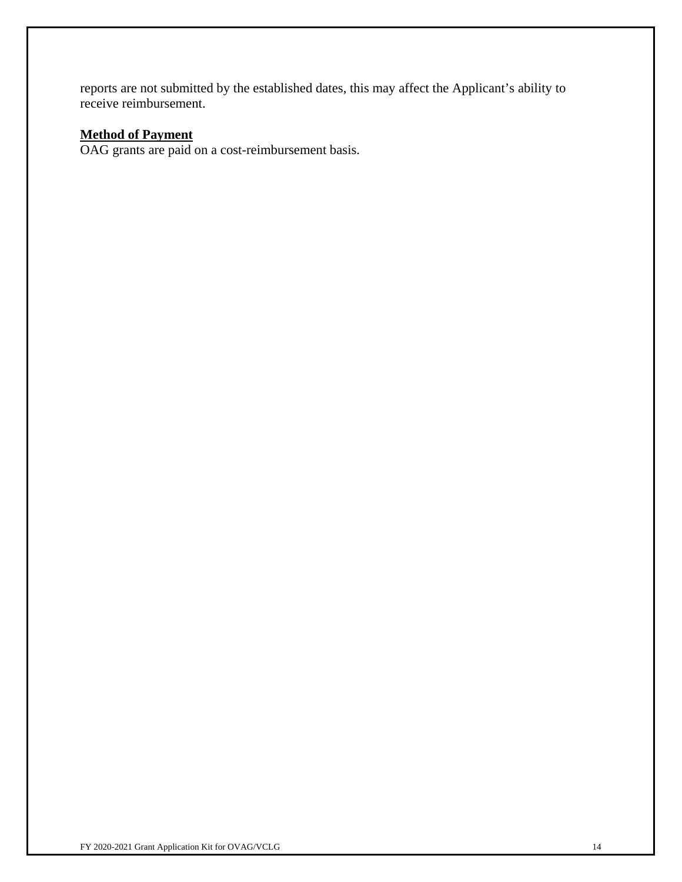reports are not submitted by the established dates, this may affect the Applicant's ability to receive reimbursement.

**Method of Payment**

OAG grants are paid on a cost-reimbursement basis.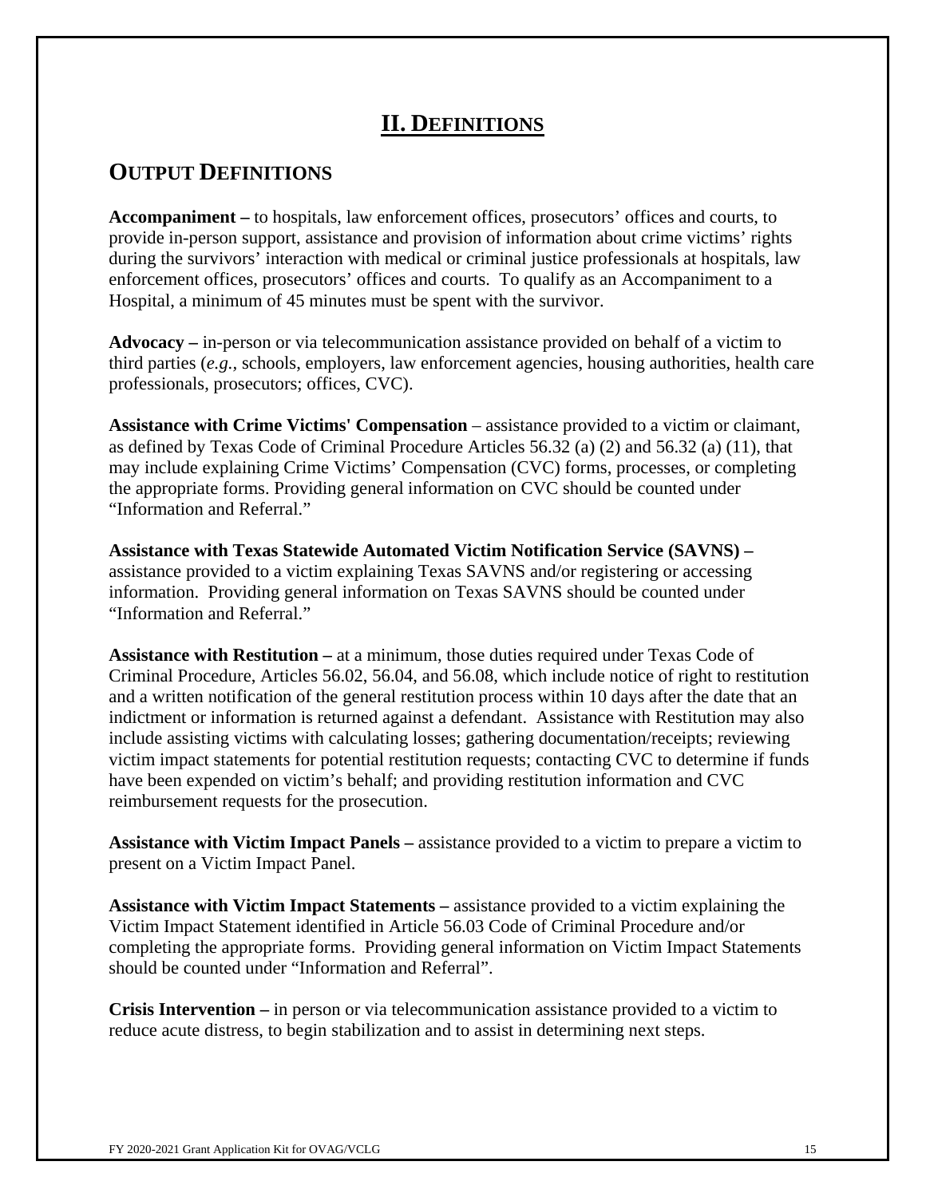# II. DEFINITIONS

## OUTPUT DEFINITIONS

**Accompaniment –** to hospitals, law enforcement offices, prosecutors' offices and courts, to provide in-person support, assistance and provision of information about crime victims' rights during the survivors' interaction with medical or criminal justice professionals at hospitals, law enforcement offices, prosecutors' offices and courts. To qualify as an Accompaniment to a Hospital, a minimum of 45 minutes must be spent with the survivor.

**Advocacy –** in-person or via telecommunication assistance provided on behalf of a victim to third parties (*e.g.*, schools, employers, law enforcement agencies, housing authorities, health care professionals, prosecutors; offices, CVC).

**Assistance with Crime Victims' Compensation** – assistance provided to a victim or claimant, as defined by Texas Code of Criminal Procedure Articles 56.32 (a) (2) and 56.32 (a) (11), that may include explaining Crime Victims' Compensation (CVC) forms, processes, or completing the appropriate forms. Providing general information on CVC should be counted under "Information and Referral."

**Assistance with Texas Statewide Automated Victim Notification Service (SAVNS) –** assistance provided to a victim explaining Texas SAVNS and/or registering or accessing information. Providing general information on Texas SAVNS should be counted under "Information and Referral."

**Assistance with Restitution –** at a minimum, those duties required under Texas Code of Criminal Procedure, Articles 56.02, 56.04, and 56.08, which include notice of right to restitution and a written notification of the general restitution process within 10 days after the date that an indictment or information is returned against a defendant. Assistance with Restitution may also include assisting victims with calculating losses; gathering documentation/receipts; reviewing victim impact statements for potential restitution requests; contacting CVC to determine if funds have been expended on victim's behalf; and providing restitution information and CVC reimbursement requests for the prosecution.

**Assistance with Victim Impact Panels –** assistance provided to a victim to prepare a victim to present on a Victim Impact Panel.

**Assistance with Victim Impact Statements –** assistance provided to a victim explaining the Victim Impact Statement identified in Article 56.03 Code of Criminal Procedure and/or completing the appropriate forms. Providing general information on Victim Impact Statements should be counted under "Information and Referral".

**Crisis Intervention –** in person or via telecommunication assistance provided to a victim to reduce acute distress, to begin stabilization and to assist in determining next steps.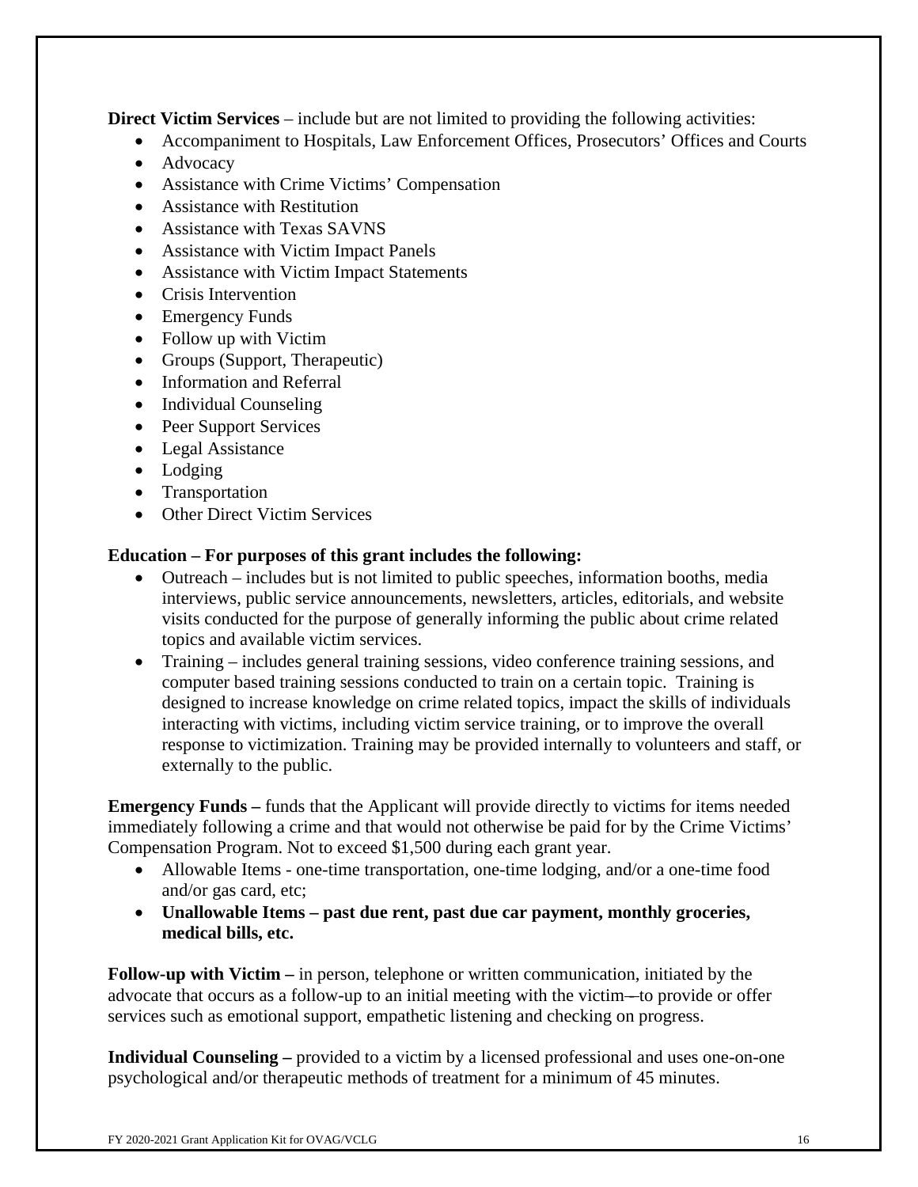**Direct Victim Services** – include but are not limited to providing the following activities:

- Accompaniment to Hospitals, Law Enforcement Offices, Prosecutors' Offices and Courts
- Advocacy
- Assistance with Crime Victims' Compensation
- Assistance with Restitution
- Assistance with Texas SAVNS
- Assistance with Victim Impact Panels
- Assistance with Victim Impact Statements
- Crisis Intervention
- Emergency Funds
- Follow up with Victim
- Groups (Support, Therapeutic)
- Information and Referral
- Individual Counseling
- Peer Support Services
- Legal Assistance
- Lodging
- Transportation
- Other Direct Victim Services

**Education – For purposes of this grant includes the following:**

- Outreach – includes but is not limited to public speeches, information booths, media interviews, public service announcements, newsletters, articles, editorials, and website visits conducted for the purpose of generally informing the public about crime related topics and available victim services.
- Training – includes general training sessions, video conference training sessions, and computer based training sessions conducted to train on a certain topic. Training is designed to increase knowledge on crime related topics, impact the skills of individuals interacting with victims, including victim service training, or to improve the overall response to victimization. Training may be provided internally to volunteers and staff, or externally to the public.

**Emergency Funds –** funds that the Applicant will provide directly to victims for items needed immediately following a crime and that would not otherwise be paid for by the Crime Victims' Compensation Program. Not to exceed $1,500 during each grant year.

- Allowable Items - one-time transportation, one-time lodging, and/or a one-time food and/or gas card, etc;
- **Unallowable Items – past due rent, past due car payment, monthly groceries, medical bills, etc.**

**Follow-up with Victim –** in person, telephone or written communication, initiated by the advocate that occurs as a follow-up to an initial meeting with the victim—to provide or offer services such as emotional support, empathetic listening and checking on progress.

**Individual Counseling –** provided to a victim by a licensed professional and uses one-on-one psychological and/or therapeutic methods of treatment for a minimum of 45 minutes.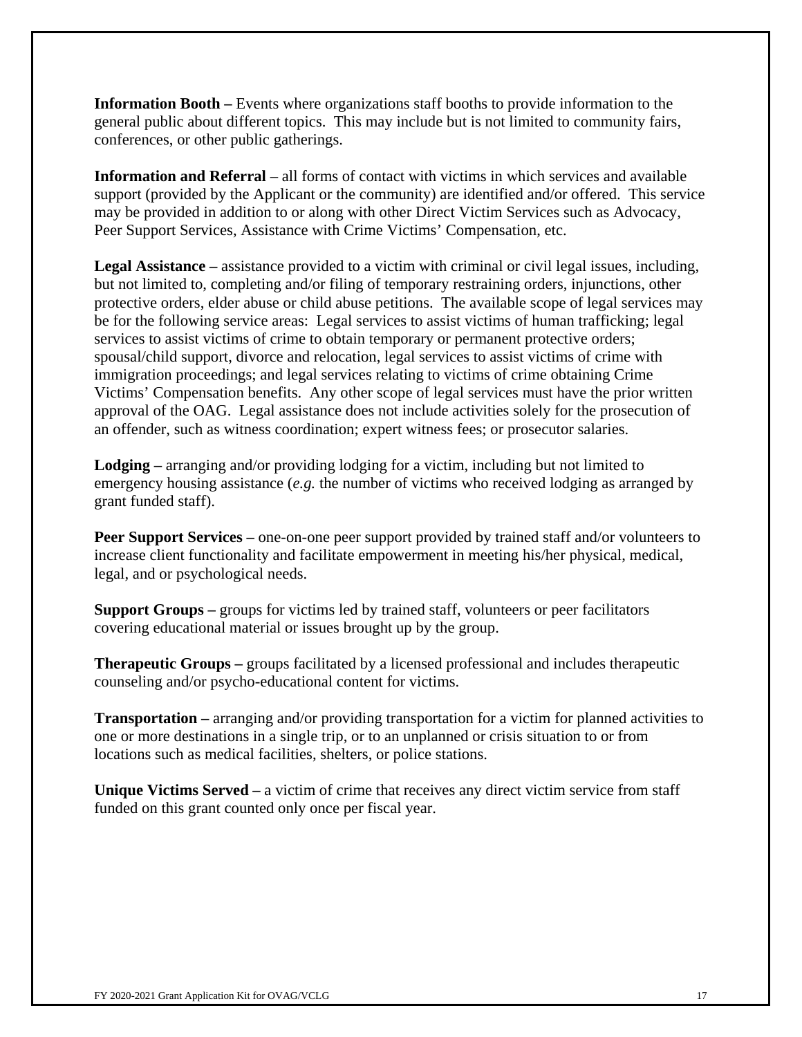**Information Booth –** Events where organizations staff booths to provide information to the general public about different topics. This may include but is not limited to community fairs, conferences, or other public gatherings.

**Information and Referral** – all forms of contact with victims in which services and available support (provided by the Applicant or the community) are identified and/or offered. This service may be provided in addition to or along with other Direct Victim Services such as Advocacy, Peer Support Services, Assistance with Crime Victims' Compensation, etc.

**Legal Assistance –** assistance provided to a victim with criminal or civil legal issues, including, but not limited to, completing and/or filing of temporary restraining orders, injunctions, other protective orders, elder abuse or child abuse petitions. The available scope of legal services may be for the following service areas: Legal services to assist victims of human trafficking; legal services to assist victims of crime to obtain temporary or permanent protective orders; spousal/child support, divorce and relocation, legal services to assist victims of crime with immigration proceedings; and legal services relating to victims of crime obtaining Crime Victims' Compensation benefits. Any other scope of legal services must have the prior written approval of the OAG. Legal assistance does not include activities solely for the prosecution of an offender, such as witness coordination; expert witness fees; or prosecutor salaries.

**Lodging –** arranging and/or providing lodging for a victim, including but not limited to emergency housing assistance (*e.g.* the number of victims who received lodging as arranged by grant funded staff).

**Peer Support Services –** one-on-one peer support provided by trained staff and/or volunteers to increase client functionality and facilitate empowerment in meeting his/her physical, medical, legal, and or psychological needs.

**Support Groups –** groups for victims led by trained staff, volunteers or peer facilitators covering educational material or issues brought up by the group.

**Therapeutic Groups –** groups facilitated by a licensed professional and includes therapeutic counseling and/or psycho-educational content for victims.

**Transportation –** arranging and/or providing transportation for a victim for planned activities to one or more destinations in a single trip, or to an unplanned or crisis situation to or from locations such as medical facilities, shelters, or police stations.

**Unique Victims Served –** a victim of crime that receives any direct victim service from staff funded on this grant counted only once per fiscal year.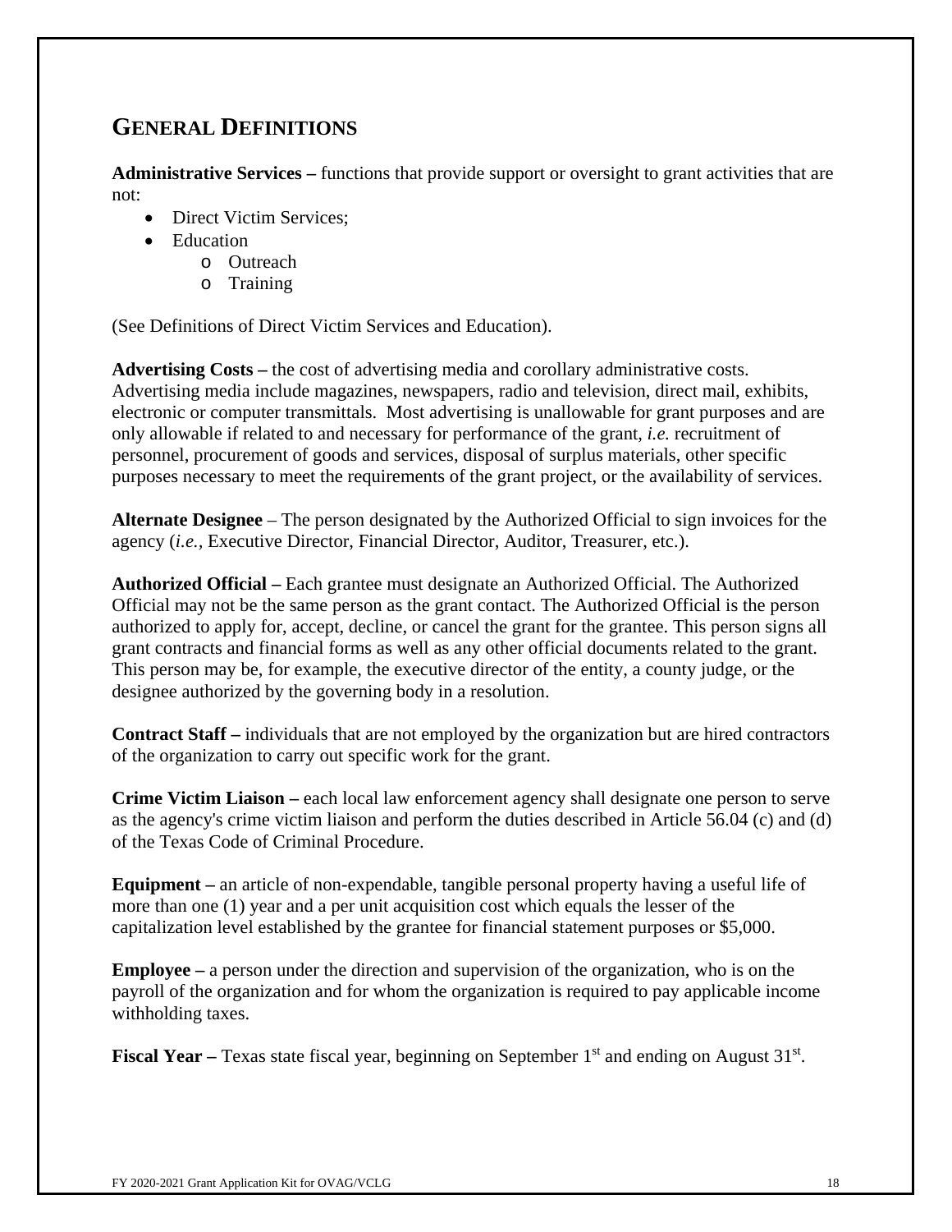## GENERAL DEFINITIONS

**Administrative Services –** functions that provide support or oversight to grant activities that are not:

- Direct Victim Services;
- Education
  - Outreach
  - Training

(See Definitions of Direct Victim Services and Education).

**Advertising Costs –** the cost of advertising media and corollary administrative costs. Advertising media include magazines, newspapers, radio and television, direct mail, exhibits, electronic or computer transmittals. Most advertising is unallowable for grant purposes and are only allowable if related to and necessary for performance of the grant, *i.e.* recruitment of personnel, procurement of goods and services, disposal of surplus materials, other specific purposes necessary to meet the requirements of the grant project, or the availability of services.

**Alternate Designee** – The person designated by the Authorized Official to sign invoices for the agency (*i.e.*, Executive Director, Financial Director, Auditor, Treasurer, etc.).

**Authorized Official –** Each grantee must designate an Authorized Official. The Authorized Official may not be the same person as the grant contact. The Authorized Official is the person authorized to apply for, accept, decline, or cancel the grant for the grantee. This person signs all grant contracts and financial forms as well as any other official documents related to the grant. This person may be, for example, the executive director of the entity, a county judge, or the designee authorized by the governing body in a resolution.

**Contract Staff –** individuals that are not employed by the organization but are hired contractors of the organization to carry out specific work for the grant.

**Crime Victim Liaison –** each local law enforcement agency shall designate one person to serve as the agency's crime victim liaison and perform the duties described in Article 56.04 (c) and (d) of the Texas Code of Criminal Procedure.

**Equipment –** an article of non-expendable, tangible personal property having a useful life of more than one (1) year and a per unit acquisition cost which equals the lesser of the capitalization level established by the grantee for financial statement purposes or $5,000.

**Employee –** a person under the direction and supervision of the organization, who is on the payroll of the organization and for whom the organization is required to pay applicable income withholding taxes.

**Fiscal Year –** Texas state fiscal year, beginning on September 1st and ending on August 31st.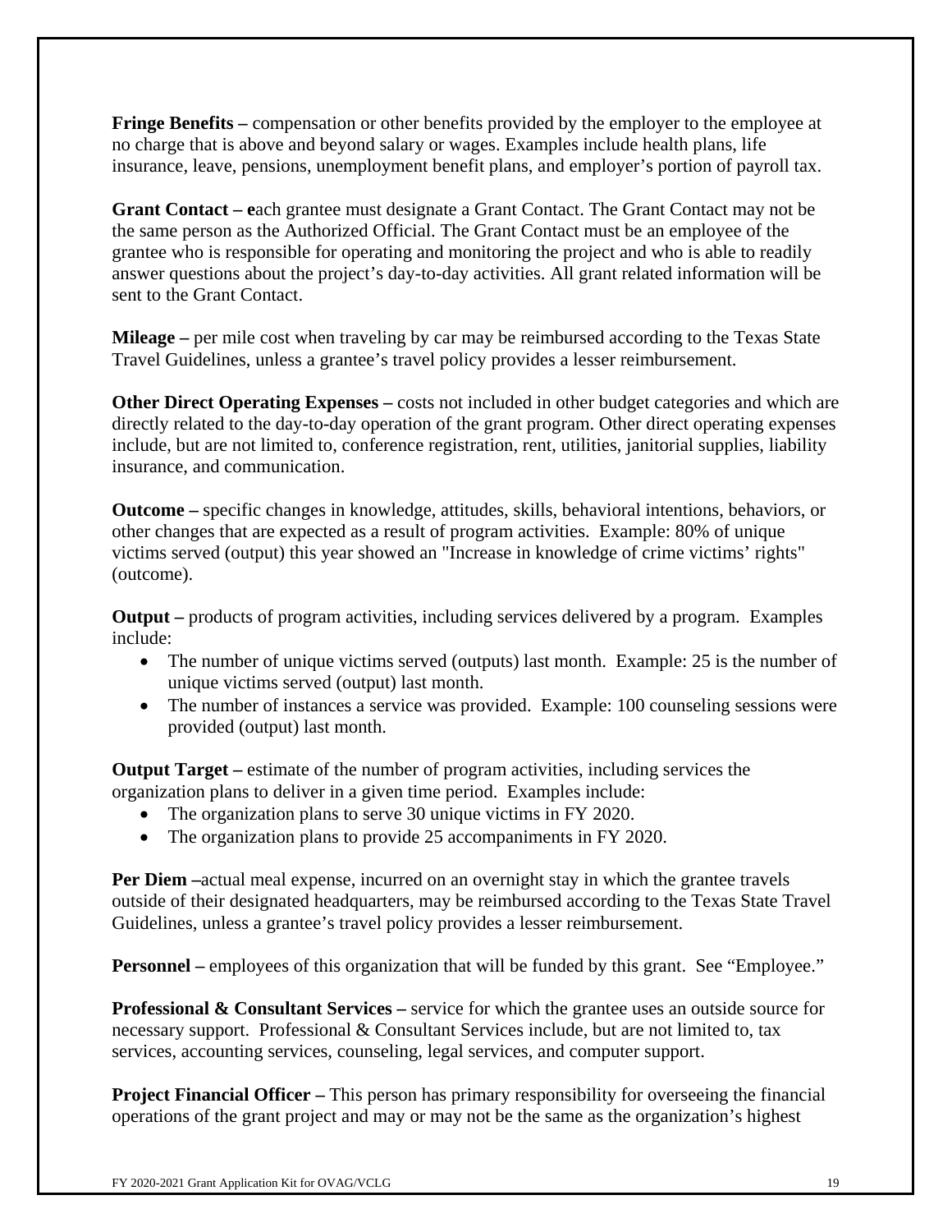**Fringe Benefits –** compensation or other benefits provided by the employer to the employee at no charge that is above and beyond salary or wages. Examples include health plans, life insurance, leave, pensions, unemployment benefit plans, and employer's portion of payroll tax.

**Grant Contact – e**ach grantee must designate a Grant Contact. The Grant Contact may not be the same person as the Authorized Official. The Grant Contact must be an employee of the grantee who is responsible for operating and monitoring the project and who is able to readily answer questions about the project's day-to-day activities. All grant related information will be sent to the Grant Contact.

**Mileage –** per mile cost when traveling by car may be reimbursed according to the Texas State Travel Guidelines, unless a grantee's travel policy provides a lesser reimbursement.

**Other Direct Operating Expenses –** costs not included in other budget categories and which are directly related to the day-to-day operation of the grant program. Other direct operating expenses include, but are not limited to, conference registration, rent, utilities, janitorial supplies, liability insurance, and communication.

**Outcome –** specific changes in knowledge, attitudes, skills, behavioral intentions, behaviors, or other changes that are expected as a result of program activities. Example: 80% of unique victims served (output) this year showed an "Increase in knowledge of crime victims' rights" (outcome).

**Output –** products of program activities, including services delivered by a program. Examples include:

- The number of unique victims served (outputs) last month. Example: 25 is the number of unique victims served (output) last month.
- The number of instances a service was provided. Example: 100 counseling sessions were provided (output) last month.

**Output Target –** estimate of the number of program activities, including services the organization plans to deliver in a given time period. Examples include:

- The organization plans to serve 30 unique victims in FY 2020.
- The organization plans to provide 25 accompaniments in FY 2020.

**Per Diem –**actual meal expense, incurred on an overnight stay in which the grantee travels outside of their designated headquarters, may be reimbursed according to the Texas State Travel Guidelines, unless a grantee's travel policy provides a lesser reimbursement.

**Personnel –** employees of this organization that will be funded by this grant. See "Employee."

**Professional & Consultant Services –** service for which the grantee uses an outside source for necessary support. Professional & Consultant Services include, but are not limited to, tax services, accounting services, counseling, legal services, and computer support.

**Project Financial Officer –** This person has primary responsibility for overseeing the financial operations of the grant project and may or may not be the same as the organization's highest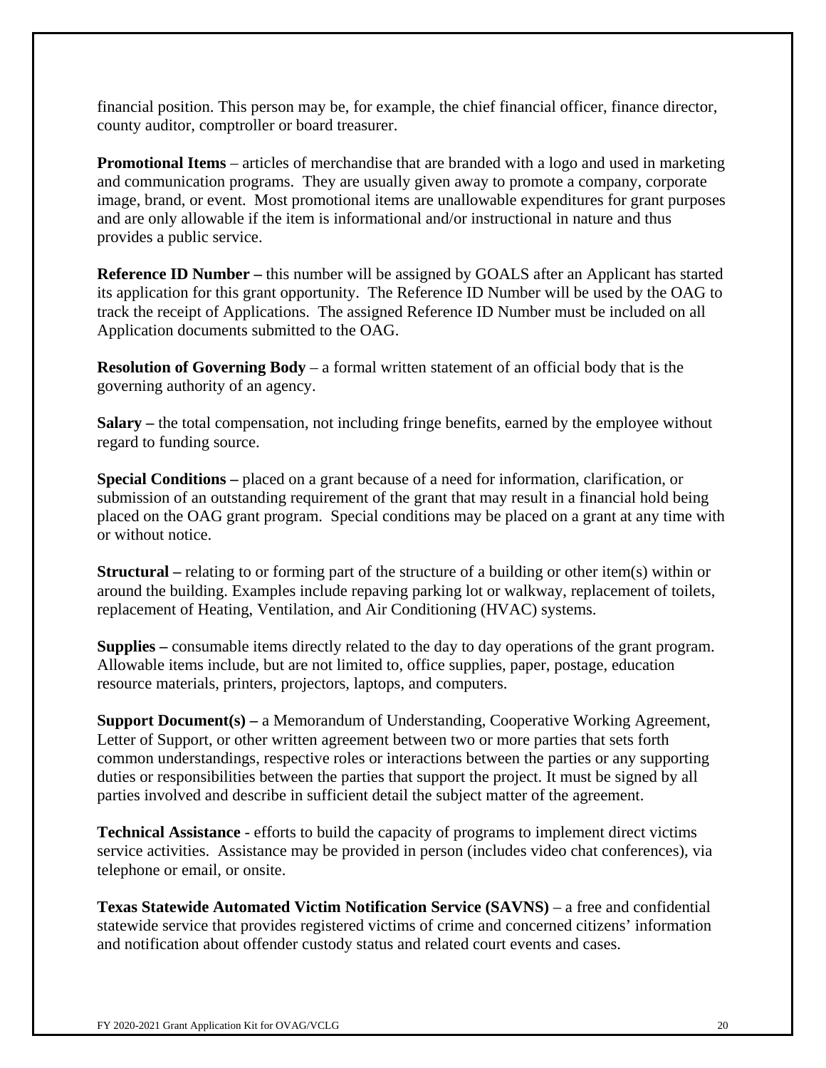financial position. This person may be, for example, the chief financial officer, finance director, county auditor, comptroller or board treasurer.

**Promotional Items** – articles of merchandise that are branded with a logo and used in marketing and communication programs. They are usually given away to promote a company, corporate image, brand, or event. Most promotional items are unallowable expenditures for grant purposes and are only allowable if the item is informational and/or instructional in nature and thus provides a public service.

**Reference ID Number –** this number will be assigned by GOALS after an Applicant has started its application for this grant opportunity. The Reference ID Number will be used by the OAG to track the receipt of Applications. The assigned Reference ID Number must be included on all Application documents submitted to the OAG.

**Resolution of Governing Body** – a formal written statement of an official body that is the governing authority of an agency.

**Salary –** the total compensation, not including fringe benefits, earned by the employee without regard to funding source.

**Special Conditions –** placed on a grant because of a need for information, clarification, or submission of an outstanding requirement of the grant that may result in a financial hold being placed on the OAG grant program. Special conditions may be placed on a grant at any time with or without notice.

**Structural –** relating to or forming part of the structure of a building or other item(s) within or around the building. Examples include repaving parking lot or walkway, replacement of toilets, replacement of Heating, Ventilation, and Air Conditioning (HVAC) systems.

**Supplies –** consumable items directly related to the day to day operations of the grant program. Allowable items include, but are not limited to, office supplies, paper, postage, education resource materials, printers, projectors, laptops, and computers.

**Support Document(s) –** a Memorandum of Understanding, Cooperative Working Agreement, Letter of Support, or other written agreement between two or more parties that sets forth common understandings, respective roles or interactions between the parties or any supporting duties or responsibilities between the parties that support the project. It must be signed by all parties involved and describe in sufficient detail the subject matter of the agreement.

**Technical Assistance** - efforts to build the capacity of programs to implement direct victims service activities. Assistance may be provided in person (includes video chat conferences), via telephone or email, or onsite.

**Texas Statewide Automated Victim Notification Service (SAVNS)** – a free and confidential statewide service that provides registered victims of crime and concerned citizens' information and notification about offender custody status and related court events and cases.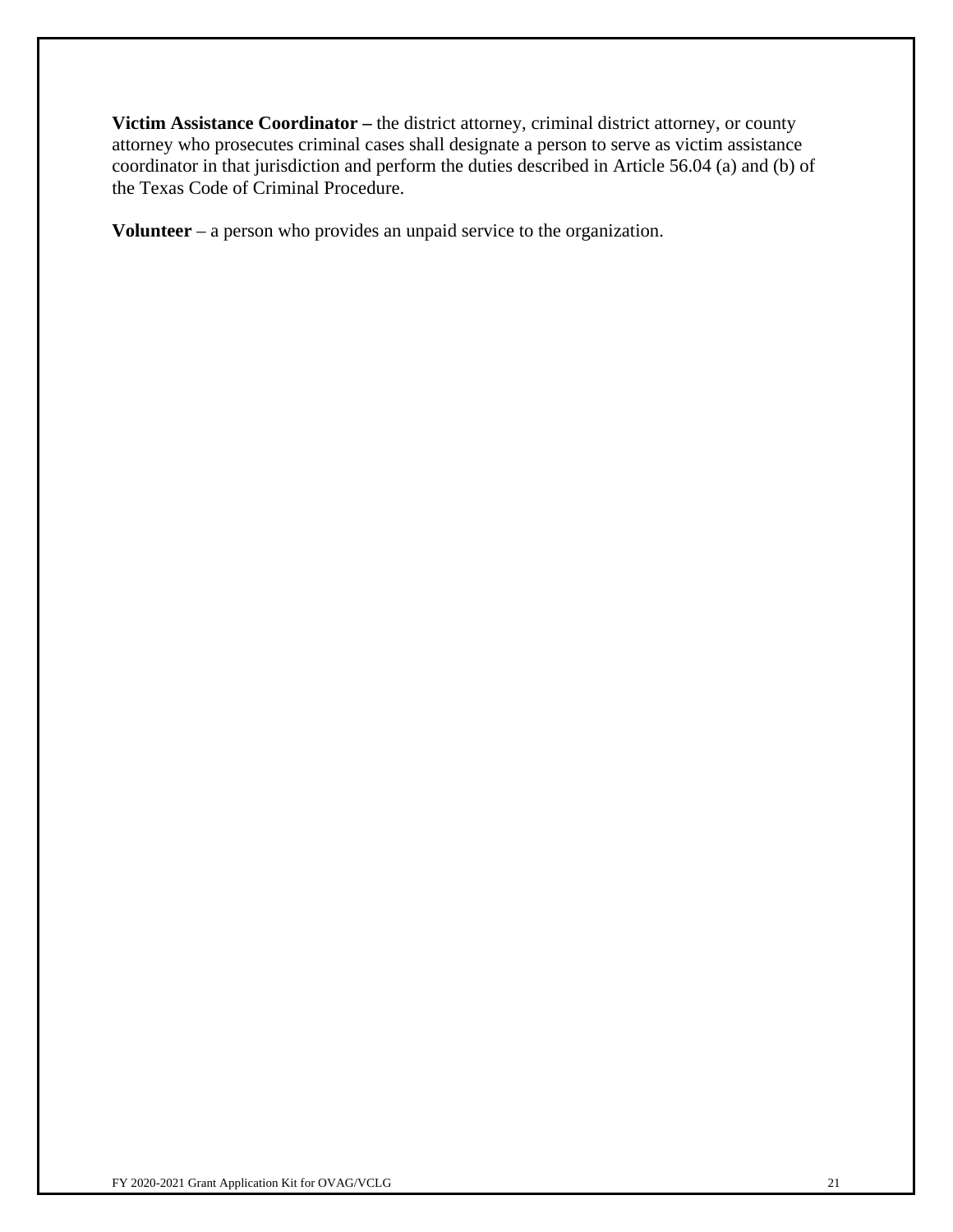**Victim Assistance Coordinator –** the district attorney, criminal district attorney, or county attorney who prosecutes criminal cases shall designate a person to serve as victim assistance coordinator in that jurisdiction and perform the duties described in Article 56.04 (a) and (b) of the Texas Code of Criminal Procedure.

**Volunteer** – a person who provides an unpaid service to the organization.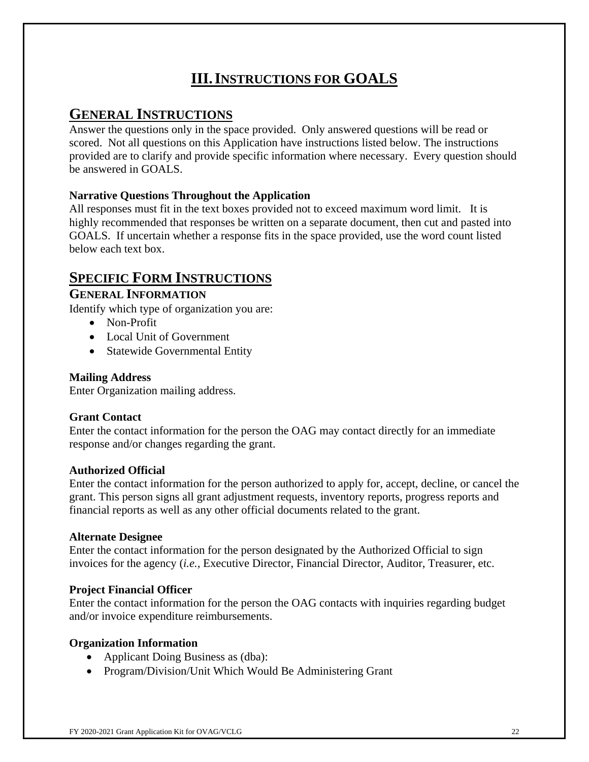# III. INSTRUCTIONS FOR GOALS

## GENERAL INSTRUCTIONS

Answer the questions only in the space provided. Only answered questions will be read or scored. Not all questions on this Application have instructions listed below. The instructions provided are to clarify and provide specific information where necessary. Every question should be answered in GOALS.

**Narrative Questions Throughout the Application**

All responses must fit in the text boxes provided not to exceed maximum word limit. It is highly recommended that responses be written on a separate document, then cut and pasted into GOALS. If uncertain whether a response fits in the space provided, use the word count listed below each text box.

## SPECIFIC FORM INSTRUCTIONS

### GENERAL INFORMATION

Identify which type of organization you are:

- Non-Profit
- Local Unit of Government
- Statewide Governmental Entity

**Mailing Address**

Enter Organization mailing address.

**Grant Contact**

Enter the contact information for the person the OAG may contact directly for an immediate response and/or changes regarding the grant.

**Authorized Official**

Enter the contact information for the person authorized to apply for, accept, decline, or cancel the grant. This person signs all grant adjustment requests, inventory reports, progress reports and financial reports as well as any other official documents related to the grant.

**Alternate Designee**

Enter the contact information for the person designated by the Authorized Official to sign invoices for the agency (*i.e.,* Executive Director, Financial Director, Auditor, Treasurer, etc.

**Project Financial Officer**

Enter the contact information for the person the OAG contacts with inquiries regarding budget and/or invoice expenditure reimbursements.

**Organization Information**

- Applicant Doing Business as (dba):
- Program/Division/Unit Which Would Be Administering Grant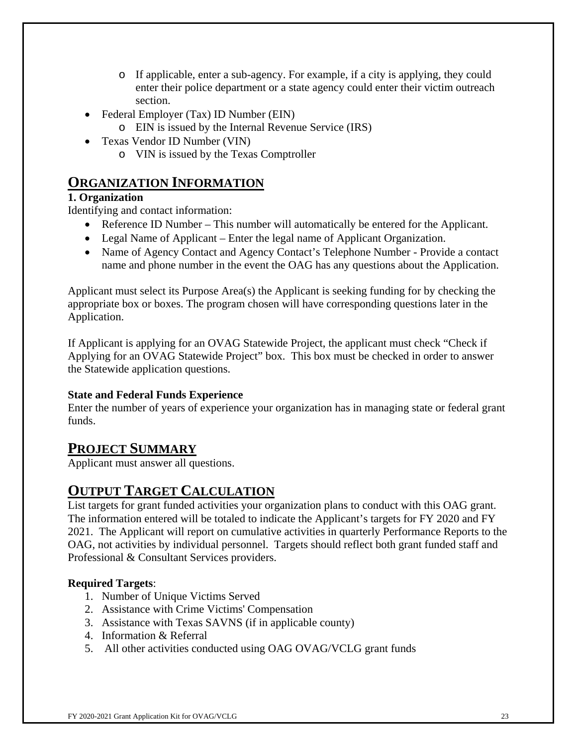- If applicable, enter a sub-agency. For example, if a city is applying, they could enter their police department or a state agency could enter their victim outreach section.
- Federal Employer (Tax) ID Number (EIN)
  - EIN is issued by the Internal Revenue Service (IRS)
- Texas Vendor ID Number (VIN)
  - VIN is issued by the Texas Comptroller

## ORGANIZATION INFORMATION

**1. Organization**

Identifying and contact information:

- Reference ID Number – This number will automatically be entered for the Applicant.
- Legal Name of Applicant – Enter the legal name of Applicant Organization.
- Name of Agency Contact and Agency Contact's Telephone Number - Provide a contact name and phone number in the event the OAG has any questions about the Application.

Applicant must select its Purpose Area(s) the Applicant is seeking funding for by checking the appropriate box or boxes. The program chosen will have corresponding questions later in the Application.

If Applicant is applying for an OVAG Statewide Project, the applicant must check "Check if Applying for an OVAG Statewide Project" box. This box must be checked in order to answer the Statewide application questions.

**State and Federal Funds Experience**

Enter the number of years of experience your organization has in managing state or federal grant funds.

## PROJECT SUMMARY

Applicant must answer all questions.

## OUTPUT TARGET CALCULATION

List targets for grant funded activities your organization plans to conduct with this OAG grant. The information entered will be totaled to indicate the Applicant's targets for FY 2020 and FY 2021. The Applicant will report on cumulative activities in quarterly Performance Reports to the OAG, not activities by individual personnel. Targets should reflect both grant funded staff and Professional & Consultant Services providers.

**Required Targets**:

1. Number of Unique Victims Served
2. Assistance with Crime Victims' Compensation
3. Assistance with Texas SAVNS (if in applicable county)
4. Information & Referral
5. All other activities conducted using OAG OVAG/VCLG grant funds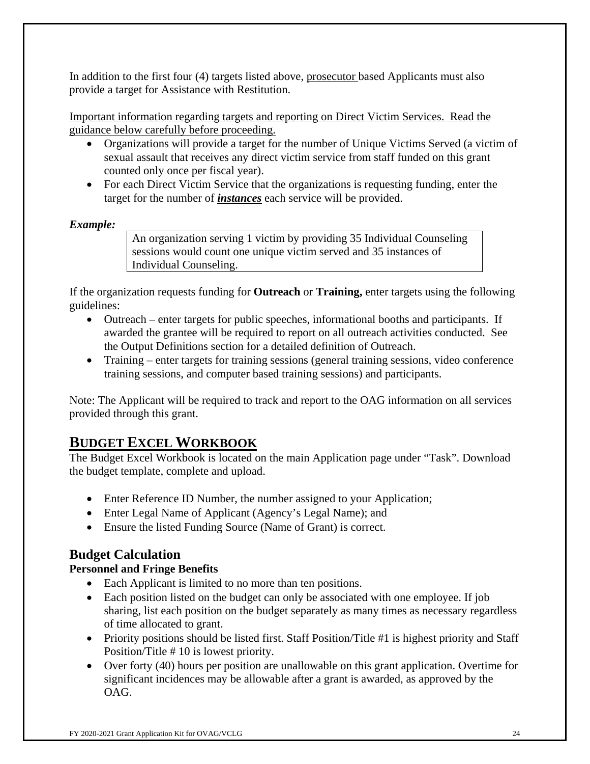In addition to the first four (4) targets listed above, prosecutor based Applicants must also provide a target for Assistance with Restitution.

Important information regarding targets and reporting on Direct Victim Services. Read the guidance below carefully before proceeding.

- Organizations will provide a target for the number of Unique Victims Served (a victim of sexual assault that receives any direct victim service from staff funded on this grant counted only once per fiscal year).
- For each Direct Victim Service that the organizations is requesting funding, enter the target for the number of ***instances*** each service will be provided.

***Example:***

> An organization serving 1 victim by providing 35 Individual Counseling sessions would count one unique victim served and 35 instances of Individual Counseling.

If the organization requests funding for **Outreach** or **Training,** enter targets using the following guidelines:

- Outreach – enter targets for public speeches, informational booths and participants. If awarded the grantee will be required to report on all outreach activities conducted. See the Output Definitions section for a detailed definition of Outreach.
- Training – enter targets for training sessions (general training sessions, video conference training sessions, and computer based training sessions) and participants.

Note: The Applicant will be required to track and report to the OAG information on all services provided through this grant.

## BUDGET EXCEL WORKBOOK

The Budget Excel Workbook is located on the main Application page under "Task". Download the budget template, complete and upload.

- Enter Reference ID Number, the number assigned to your Application;
- Enter Legal Name of Applicant (Agency's Legal Name); and
- Ensure the listed Funding Source (Name of Grant) is correct.

### Budget Calculation

**Personnel and Fringe Benefits**

- Each Applicant is limited to no more than ten positions.
- Each position listed on the budget can only be associated with one employee. If job sharing, list each position on the budget separately as many times as necessary regardless of time allocated to grant.
- Priority positions should be listed first. Staff Position/Title #1 is highest priority and Staff Position/Title # 10 is lowest priority.
- Over forty (40) hours per position are unallowable on this grant application. Overtime for significant incidences may be allowable after a grant is awarded, as approved by the OAG.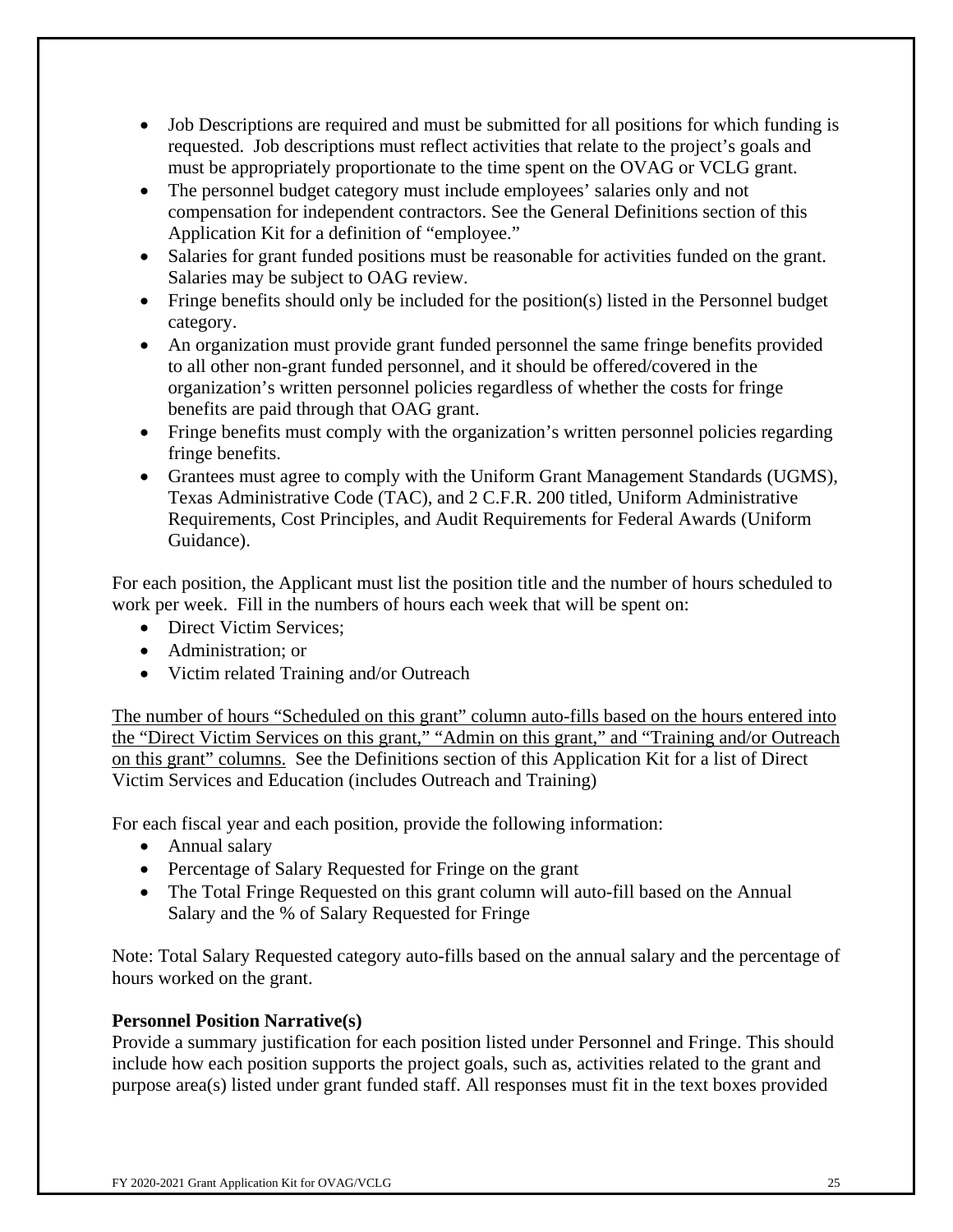- Job Descriptions are required and must be submitted for all positions for which funding is requested. Job descriptions must reflect activities that relate to the project's goals and must be appropriately proportionate to the time spent on the OVAG or VCLG grant.
- The personnel budget category must include employees' salaries only and not compensation for independent contractors. See the General Definitions section of this Application Kit for a definition of "employee."
- Salaries for grant funded positions must be reasonable for activities funded on the grant. Salaries may be subject to OAG review.
- Fringe benefits should only be included for the position(s) listed in the Personnel budget category.
- An organization must provide grant funded personnel the same fringe benefits provided to all other non-grant funded personnel, and it should be offered/covered in the organization's written personnel policies regardless of whether the costs for fringe benefits are paid through that OAG grant.
- Fringe benefits must comply with the organization's written personnel policies regarding fringe benefits.
- Grantees must agree to comply with the Uniform Grant Management Standards (UGMS), Texas Administrative Code (TAC), and 2 C.F.R. 200 titled, Uniform Administrative Requirements, Cost Principles, and Audit Requirements for Federal Awards (Uniform Guidance).

For each position, the Applicant must list the position title and the number of hours scheduled to work per week. Fill in the numbers of hours each week that will be spent on:

- Direct Victim Services;
- Administration; or
- Victim related Training and/or Outreach

<u>The number of hours "Scheduled on this grant" column auto-fills based on the hours entered into the "Direct Victim Services on this grant," "Admin on this grant," and "Training and/or Outreach on this grant" columns.</u> See the Definitions section of this Application Kit for a list of Direct Victim Services and Education (includes Outreach and Training)

For each fiscal year and each position, provide the following information:

- Annual salary
- Percentage of Salary Requested for Fringe on the grant
- The Total Fringe Requested on this grant column will auto-fill based on the Annual Salary and the % of Salary Requested for Fringe

Note: Total Salary Requested category auto-fills based on the annual salary and the percentage of hours worked on the grant.

**Personnel Position Narrative(s)**

Provide a summary justification for each position listed under Personnel and Fringe. This should include how each position supports the project goals, such as, activities related to the grant and purpose area(s) listed under grant funded staff. All responses must fit in the text boxes provided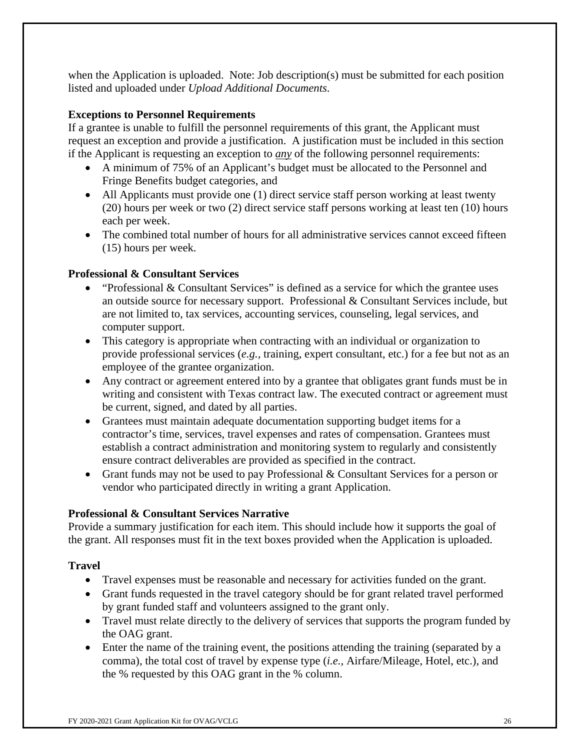when the Application is uploaded.  Note: Job description(s) must be submitted for each position listed and uploaded under *Upload Additional Documents*.

**Exceptions to Personnel Requirements**

If a grantee is unable to fulfill the personnel requirements of this grant, the Applicant must request an exception and provide a justification.  A justification must be included in this section if the Applicant is requesting an exception to ***any*** of the following personnel requirements:

- A minimum of 75% of an Applicant's budget must be allocated to the Personnel and Fringe Benefits budget categories, and
- All Applicants must provide one (1) direct service staff person working at least twenty (20) hours per week or two (2) direct service staff persons working at least ten (10) hours each per week.
- The combined total number of hours for all administrative services cannot exceed fifteen (15) hours per week.

**Professional & Consultant Services**

- "Professional & Consultant Services" is defined as a service for which the grantee uses an outside source for necessary support.  Professional & Consultant Services include, but are not limited to, tax services, accounting services, counseling, legal services, and computer support.
- This category is appropriate when contracting with an individual or organization to provide professional services (*e.g.,* training, expert consultant, etc.) for a fee but not as an employee of the grantee organization.
- Any contract or agreement entered into by a grantee that obligates grant funds must be in writing and consistent with Texas contract law. The executed contract or agreement must be current, signed, and dated by all parties.
- Grantees must maintain adequate documentation supporting budget items for a contractor's time, services, travel expenses and rates of compensation. Grantees must establish a contract administration and monitoring system to regularly and consistently ensure contract deliverables are provided as specified in the contract.
- Grant funds may not be used to pay Professional & Consultant Services for a person or vendor who participated directly in writing a grant Application.

**Professional & Consultant Services Narrative**

Provide a summary justification for each item. This should include how it supports the goal of the grant. All responses must fit in the text boxes provided when the Application is uploaded.

**Travel**

- Travel expenses must be reasonable and necessary for activities funded on the grant.
- Grant funds requested in the travel category should be for grant related travel performed by grant funded staff and volunteers assigned to the grant only.
- Travel must relate directly to the delivery of services that supports the program funded by the OAG grant.
- Enter the name of the training event, the positions attending the training (separated by a comma), the total cost of travel by expense type (*i.e.,* Airfare/Mileage, Hotel, etc.), and the % requested by this OAG grant in the % column.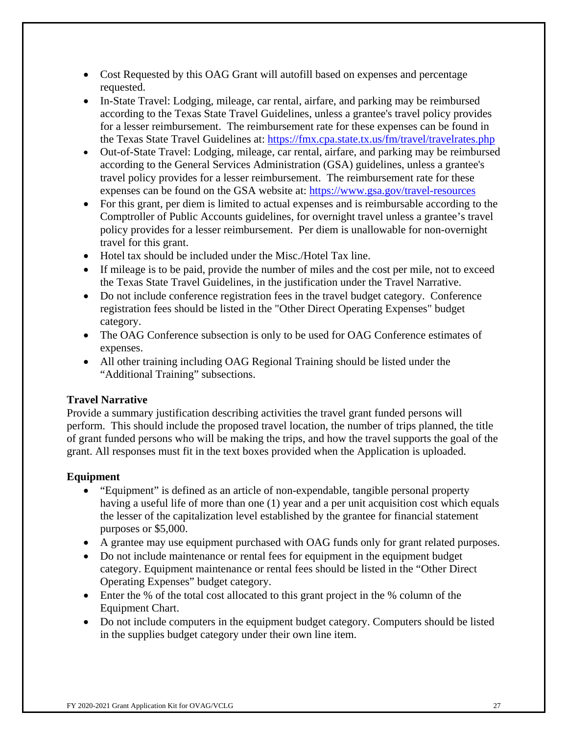- Cost Requested by this OAG Grant will autofill based on expenses and percentage requested.
- In-State Travel: Lodging, mileage, car rental, airfare, and parking may be reimbursed according to the Texas State Travel Guidelines, unless a grantee's travel policy provides for a lesser reimbursement. The reimbursement rate for these expenses can be found in the Texas State Travel Guidelines at: https://fmx.cpa.state.tx.us/fm/travel/travelrates.php
- Out-of-State Travel: Lodging, mileage, car rental, airfare, and parking may be reimbursed according to the General Services Administration (GSA) guidelines, unless a grantee's travel policy provides for a lesser reimbursement. The reimbursement rate for these expenses can be found on the GSA website at: https://www.gsa.gov/travel-resources
- For this grant, per diem is limited to actual expenses and is reimbursable according to the Comptroller of Public Accounts guidelines, for overnight travel unless a grantee's travel policy provides for a lesser reimbursement. Per diem is unallowable for non-overnight travel for this grant.
- Hotel tax should be included under the Misc./Hotel Tax line.
- If mileage is to be paid, provide the number of miles and the cost per mile, not to exceed the Texas State Travel Guidelines, in the justification under the Travel Narrative.
- Do not include conference registration fees in the travel budget category. Conference registration fees should be listed in the "Other Direct Operating Expenses" budget category.
- The OAG Conference subsection is only to be used for OAG Conference estimates of expenses.
- All other training including OAG Regional Training should be listed under the "Additional Training" subsections.

**Travel Narrative**

Provide a summary justification describing activities the travel grant funded persons will perform. This should include the proposed travel location, the number of trips planned, the title of grant funded persons who will be making the trips, and how the travel supports the goal of the grant. All responses must fit in the text boxes provided when the Application is uploaded.

**Equipment**

- "Equipment" is defined as an article of non-expendable, tangible personal property having a useful life of more than one (1) year and a per unit acquisition cost which equals the lesser of the capitalization level established by the grantee for financial statement purposes or $5,000.
- A grantee may use equipment purchased with OAG funds only for grant related purposes.
- Do not include maintenance or rental fees for equipment in the equipment budget category. Equipment maintenance or rental fees should be listed in the "Other Direct Operating Expenses" budget category.
- Enter the % of the total cost allocated to this grant project in the % column of the Equipment Chart.
- Do not include computers in the equipment budget category. Computers should be listed in the supplies budget category under their own line item.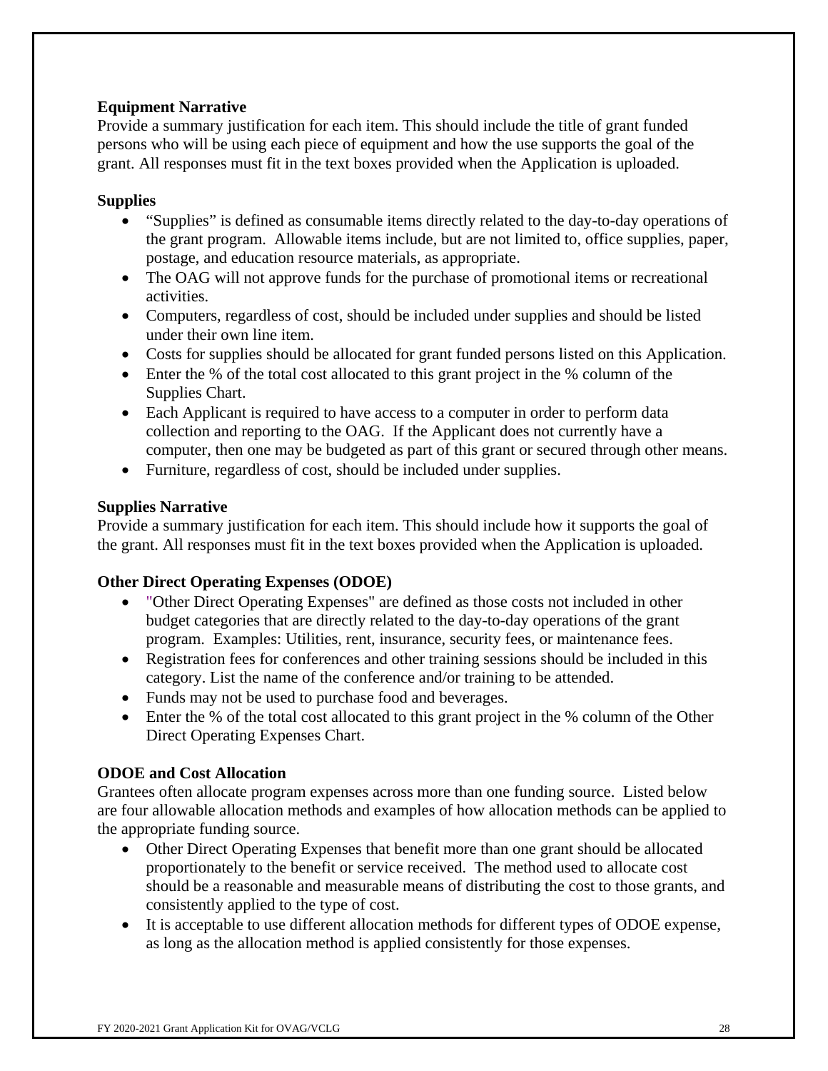**Equipment Narrative**

Provide a summary justification for each item. This should include the title of grant funded persons who will be using each piece of equipment and how the use supports the goal of the grant. All responses must fit in the text boxes provided when the Application is uploaded.

**Supplies**

- "Supplies" is defined as consumable items directly related to the day-to-day operations of the grant program. Allowable items include, but are not limited to, office supplies, paper, postage, and education resource materials, as appropriate.
- The OAG will not approve funds for the purchase of promotional items or recreational activities.
- Computers, regardless of cost, should be included under supplies and should be listed under their own line item.
- Costs for supplies should be allocated for grant funded persons listed on this Application.
- Enter the % of the total cost allocated to this grant project in the % column of the Supplies Chart.
- Each Applicant is required to have access to a computer in order to perform data collection and reporting to the OAG. If the Applicant does not currently have a computer, then one may be budgeted as part of this grant or secured through other means.
- Furniture, regardless of cost, should be included under supplies.

**Supplies Narrative**

Provide a summary justification for each item. This should include how it supports the goal of the grant. All responses must fit in the text boxes provided when the Application is uploaded.

**Other Direct Operating Expenses (ODOE)**

- "Other Direct Operating Expenses" are defined as those costs not included in other budget categories that are directly related to the day-to-day operations of the grant program. Examples: Utilities, rent, insurance, security fees, or maintenance fees.
- Registration fees for conferences and other training sessions should be included in this category. List the name of the conference and/or training to be attended.
- Funds may not be used to purchase food and beverages.
- Enter the % of the total cost allocated to this grant project in the % column of the Other Direct Operating Expenses Chart.

**ODOE and Cost Allocation**

Grantees often allocate program expenses across more than one funding source. Listed below are four allowable allocation methods and examples of how allocation methods can be applied to the appropriate funding source.

- Other Direct Operating Expenses that benefit more than one grant should be allocated proportionately to the benefit or service received. The method used to allocate cost should be a reasonable and measurable means of distributing the cost to those grants, and consistently applied to the type of cost.
- It is acceptable to use different allocation methods for different types of ODOE expense, as long as the allocation method is applied consistently for those expenses.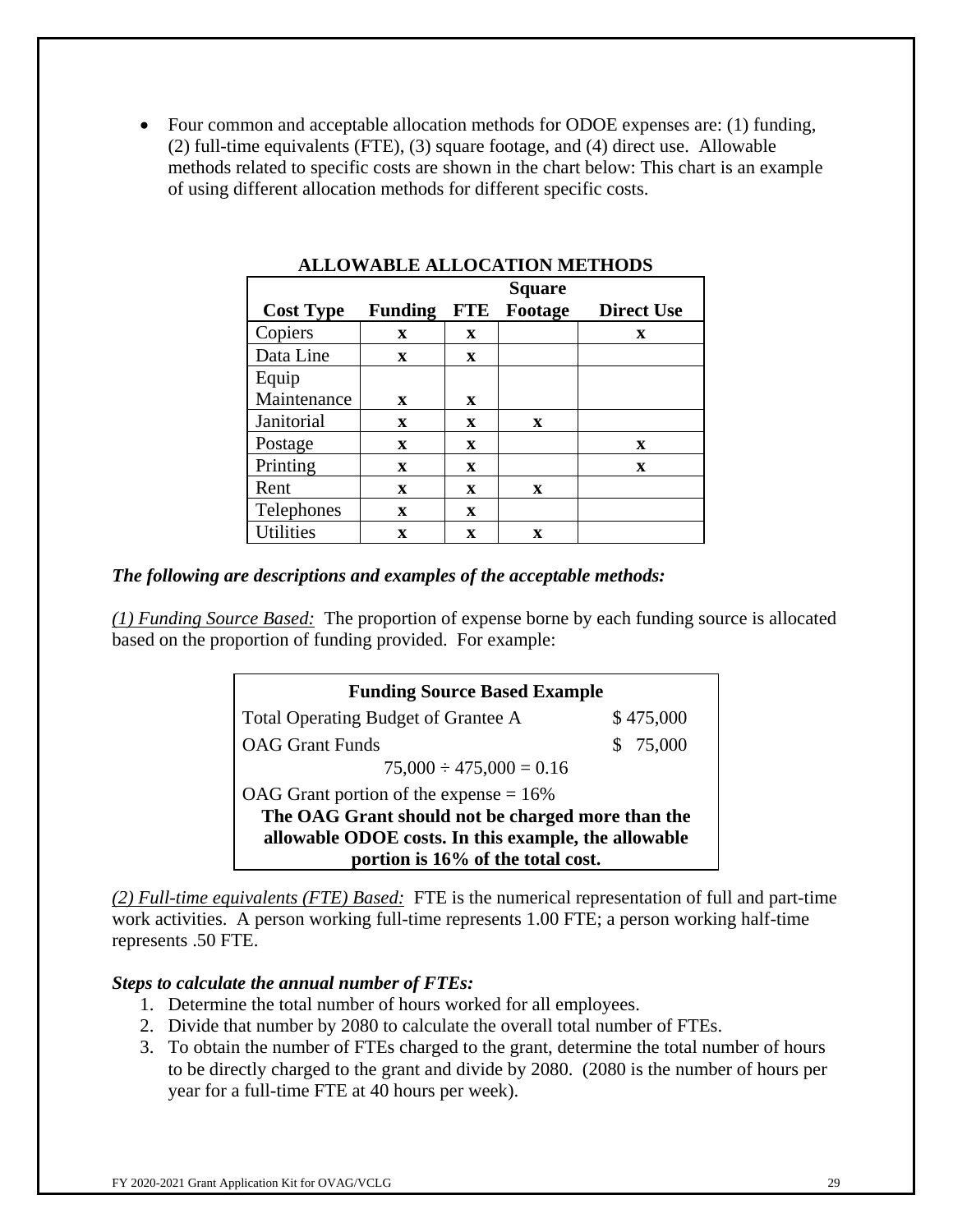- Four common and acceptable allocation methods for ODOE expenses are: (1) funding, (2) full-time equivalents (FTE), (3) square footage, and (4) direct use. Allowable methods related to specific costs are shown in the chart below: This chart is an example of using different allocation methods for different specific costs.

**ALLOWABLE ALLOCATION METHODS**

| Cost Type | Funding | FTE | Square Footage | Direct Use |
|---|---|---|---|---|
| Copiers | x | x | | x |
| Data Line | x | x | | |
| Equip Maintenance | x | x | | |
| Janitorial | x | x | x | |
| Postage | x | x | | x |
| Printing | x | x | | x |
| Rent | x | x | x | |
| Telephones | x | x | | |
| Utilities | x | x | x | |

***The following are descriptions and examples of the acceptable methods:***

*(1) Funding Source Based:* The proportion of expense borne by each funding source is allocated based on the proportion of funding provided. For example:

| **Funding Source Based Example** | |
|---|---|
| Total Operating Budget of Grantee A | \$ 475,000 |
| OAG Grant Funds | \$ 75,000 |
| 75,000 ÷ 475,000 = 0.16 | |
| OAG Grant portion of the expense = 16% | |
| **The OAG Grant should not be charged more than the allowable ODOE costs. In this example, the allowable portion is 16% of the total cost.** | |

*(2) Full-time equivalents (FTE) Based:* FTE is the numerical representation of full and part-time work activities. A person working full-time represents 1.00 FTE; a person working half-time represents .50 FTE.

***Steps to calculate the annual number of FTEs:***

1. Determine the total number of hours worked for all employees.
2. Divide that number by 2080 to calculate the overall total number of FTEs.
3. To obtain the number of FTEs charged to the grant, determine the total number of hours to be directly charged to the grant and divide by 2080. (2080 is the number of hours per year for a full-time FTE at 40 hours per week).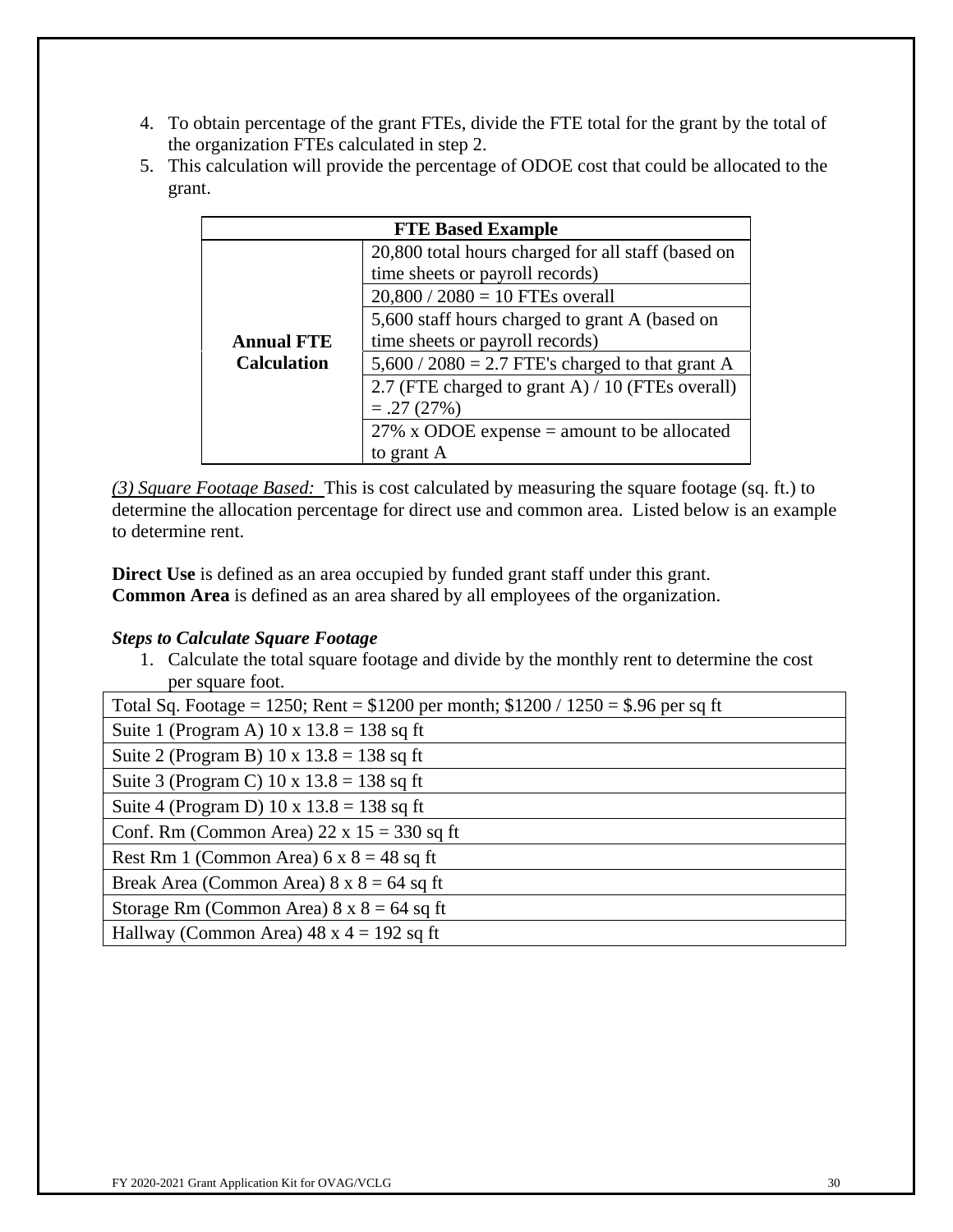4. To obtain percentage of the grant FTEs, divide the FTE total for the grant by the total of the organization FTEs calculated in step 2.
5. This calculation will provide the percentage of ODOE cost that could be allocated to the grant.

| FTE Based Example | |
|---|---|
| **Annual FTE Calculation** | 20,800 total hours charged for all staff (based on time sheets or payroll records) |
| | 20,800 / 2080 = 10 FTEs overall |
| | 5,600 staff hours charged to grant A (based on time sheets or payroll records) |
| | 5,600 / 2080 = 2.7 FTE's charged to that grant A |
| | 2.7 (FTE charged to grant A) / 10 (FTEs overall) = .27 (27%) |
| | 27% x ODOE expense = amount to be allocated to grant A |

*(3) Square Footage Based:* This is cost calculated by measuring the square footage (sq. ft.) to determine the allocation percentage for direct use and common area. Listed below is an example to determine rent.

**Direct Use** is defined as an area occupied by funded grant staff under this grant.
**Common Area** is defined as an area shared by all employees of the organization.

***Steps to Calculate Square Footage***

1. Calculate the total square footage and divide by the monthly rent to determine the cost per square foot.

| Total Sq. Footage = 1250; Rent = $1200 per month; $1200 / 1250 = $.96 per sq ft |
|---|
| Suite 1 (Program A) 10 x 13.8 = 138 sq ft |
| Suite 2 (Program B) 10 x 13.8 = 138 sq ft |
| Suite 3 (Program C) 10 x 13.8 = 138 sq ft |
| Suite 4 (Program D) 10 x 13.8 = 138 sq ft |
| Conf. Rm (Common Area) 22 x 15 = 330 sq ft |
| Rest Rm 1 (Common Area) 6 x 8 = 48 sq ft |
| Break Area (Common Area) 8 x 8 = 64 sq ft |
| Storage Rm (Common Area) 8 x 8 = 64 sq ft |
| Hallway (Common Area) 48 x 4 = 192 sq ft |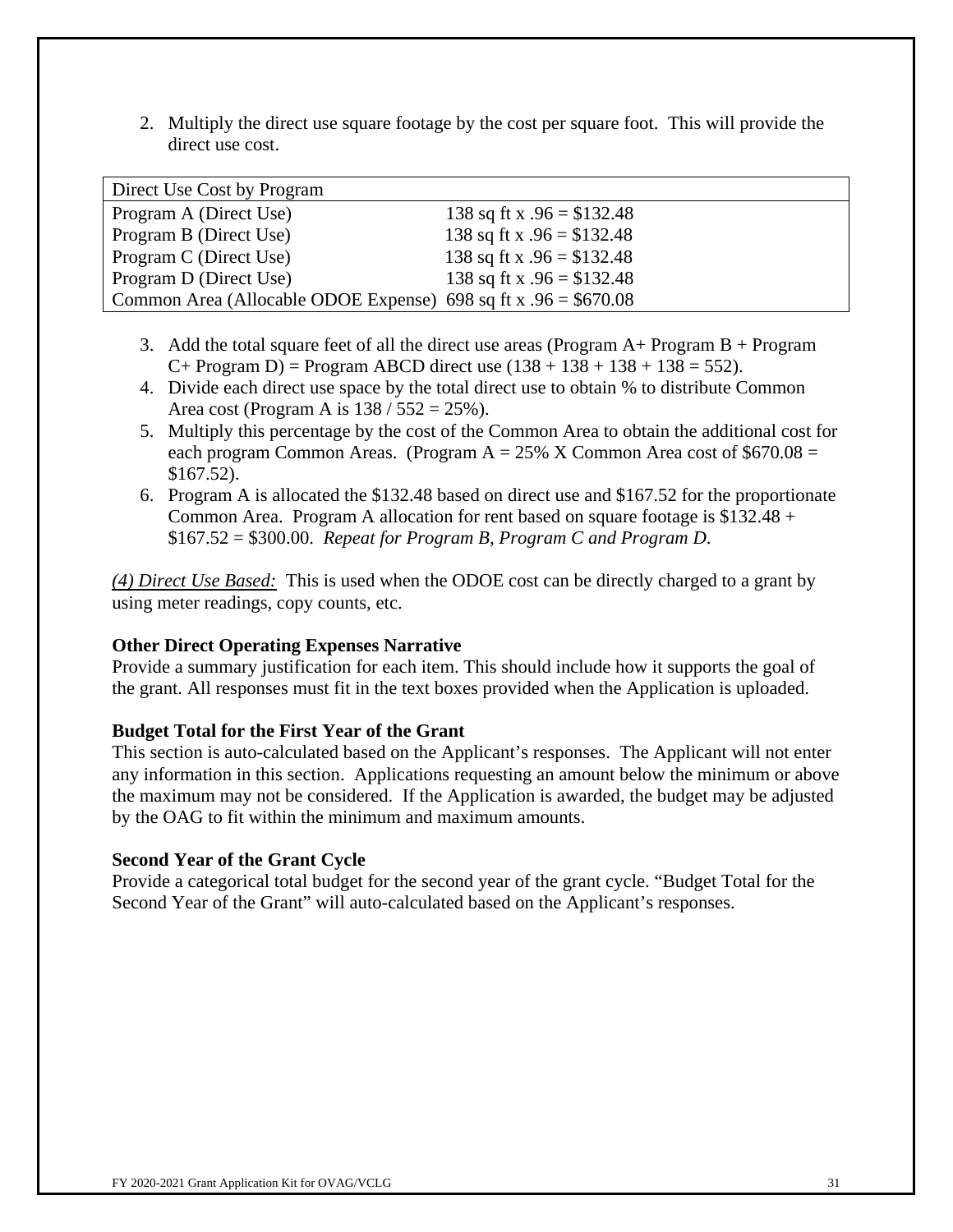2. Multiply the direct use square footage by the cost per square foot. This will provide the direct use cost.

| Direct Use Cost by Program | |
|---|---|
| Program A (Direct Use) | 138 sq ft x .96 = $132.48 |
| Program B (Direct Use) | 138 sq ft x .96 = $132.48 |
| Program C (Direct Use) | 138 sq ft x .96 = $132.48 |
| Program D (Direct Use) | 138 sq ft x .96 = $132.48 |
| Common Area (Allocable ODOE Expense) | 698 sq ft x .96 = $670.08 |

3. Add the total square feet of all the direct use areas (Program A+ Program B + Program C+ Program D) = Program ABCD direct use (138 + 138 + 138 + 138 = 552).
4. Divide each direct use space by the total direct use to obtain % to distribute Common Area cost (Program A is 138 / 552 = 25%).
5. Multiply this percentage by the cost of the Common Area to obtain the additional cost for each program Common Areas. (Program A = 25% X Common Area cost of $670.08 = $167.52).
6. Program A is allocated the $132.48 based on direct use and $167.52 for the proportionate Common Area. Program A allocation for rent based on square footage is $132.48 + $167.52 = $300.00. *Repeat for Program B, Program C and Program D.*

*(4) Direct Use Based:* This is used when the ODOE cost can be directly charged to a grant by using meter readings, copy counts, etc.

**Other Direct Operating Expenses Narrative**

Provide a summary justification for each item. This should include how it supports the goal of the grant. All responses must fit in the text boxes provided when the Application is uploaded.

**Budget Total for the First Year of the Grant**

This section is auto-calculated based on the Applicant's responses. The Applicant will not enter any information in this section. Applications requesting an amount below the minimum or above the maximum may not be considered. If the Application is awarded, the budget may be adjusted by the OAG to fit within the minimum and maximum amounts.

**Second Year of the Grant Cycle**

Provide a categorical total budget for the second year of the grant cycle. "Budget Total for the Second Year of the Grant" will auto-calculated based on the Applicant's responses.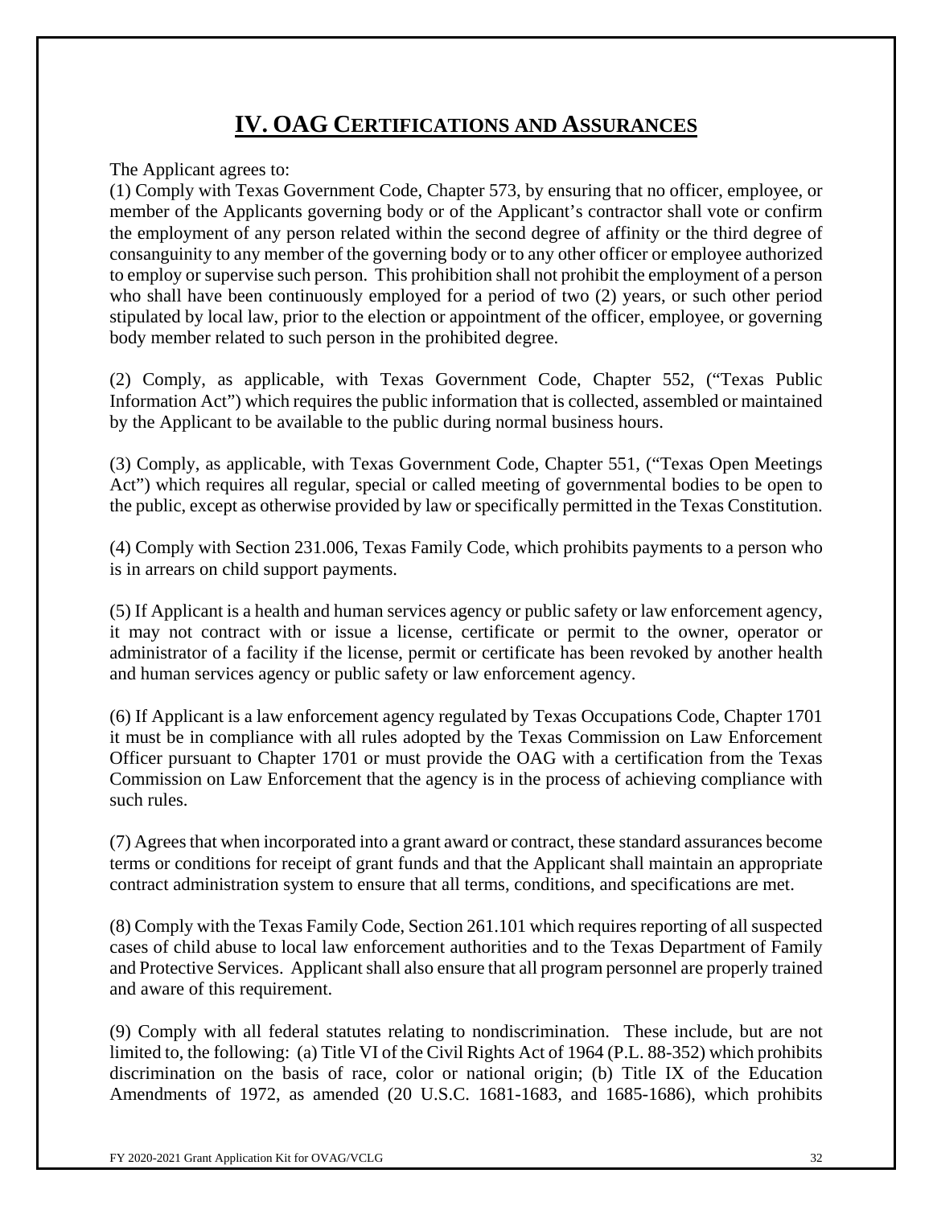# IV. OAG Certifications and Assurances

The Applicant agrees to:

(1) Comply with Texas Government Code, Chapter 573, by ensuring that no officer, employee, or member of the Applicants governing body or of the Applicant's contractor shall vote or confirm the employment of any person related within the second degree of affinity or the third degree of consanguinity to any member of the governing body or to any other officer or employee authorized to employ or supervise such person. This prohibition shall not prohibit the employment of a person who shall have been continuously employed for a period of two (2) years, or such other period stipulated by local law, prior to the election or appointment of the officer, employee, or governing body member related to such person in the prohibited degree.

(2) Comply, as applicable, with Texas Government Code, Chapter 552, ("Texas Public Information Act") which requires the public information that is collected, assembled or maintained by the Applicant to be available to the public during normal business hours.

(3) Comply, as applicable, with Texas Government Code, Chapter 551, ("Texas Open Meetings Act") which requires all regular, special or called meeting of governmental bodies to be open to the public, except as otherwise provided by law or specifically permitted in the Texas Constitution.

(4) Comply with Section 231.006, Texas Family Code, which prohibits payments to a person who is in arrears on child support payments.

(5) If Applicant is a health and human services agency or public safety or law enforcement agency, it may not contract with or issue a license, certificate or permit to the owner, operator or administrator of a facility if the license, permit or certificate has been revoked by another health and human services agency or public safety or law enforcement agency.

(6) If Applicant is a law enforcement agency regulated by Texas Occupations Code, Chapter 1701 it must be in compliance with all rules adopted by the Texas Commission on Law Enforcement Officer pursuant to Chapter 1701 or must provide the OAG with a certification from the Texas Commission on Law Enforcement that the agency is in the process of achieving compliance with such rules.

(7) Agrees that when incorporated into a grant award or contract, these standard assurances become terms or conditions for receipt of grant funds and that the Applicant shall maintain an appropriate contract administration system to ensure that all terms, conditions, and specifications are met.

(8) Comply with the Texas Family Code, Section 261.101 which requires reporting of all suspected cases of child abuse to local law enforcement authorities and to the Texas Department of Family and Protective Services. Applicant shall also ensure that all program personnel are properly trained and aware of this requirement.

(9) Comply with all federal statutes relating to nondiscrimination. These include, but are not limited to, the following: (a) Title VI of the Civil Rights Act of 1964 (P.L. 88-352) which prohibits discrimination on the basis of race, color or national origin; (b) Title IX of the Education Amendments of 1972, as amended (20 U.S.C. 1681-1683, and 1685-1686), which prohibits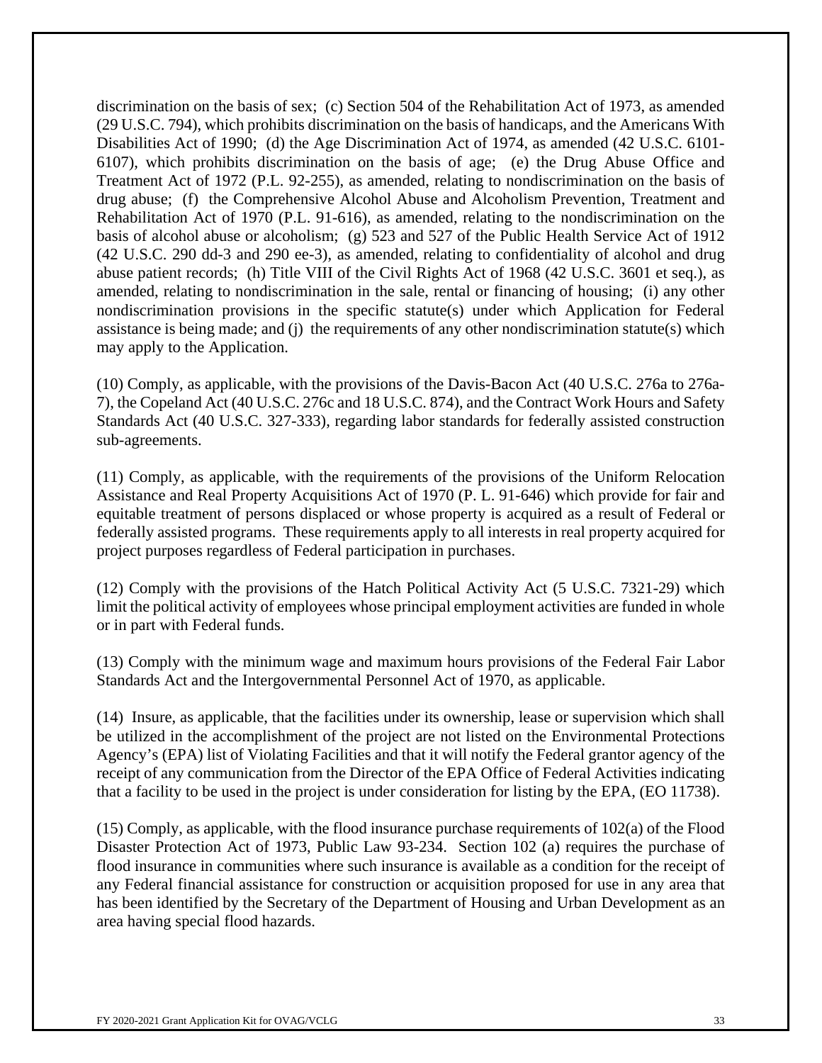discrimination on the basis of sex; (c) Section 504 of the Rehabilitation Act of 1973, as amended (29 U.S.C. 794), which prohibits discrimination on the basis of handicaps, and the Americans With Disabilities Act of 1990; (d) the Age Discrimination Act of 1974, as amended (42 U.S.C. 6101-6107), which prohibits discrimination on the basis of age; (e) the Drug Abuse Office and Treatment Act of 1972 (P.L. 92-255), as amended, relating to nondiscrimination on the basis of drug abuse; (f) the Comprehensive Alcohol Abuse and Alcoholism Prevention, Treatment and Rehabilitation Act of 1970 (P.L. 91-616), as amended, relating to the nondiscrimination on the basis of alcohol abuse or alcoholism; (g) 523 and 527 of the Public Health Service Act of 1912 (42 U.S.C. 290 dd-3 and 290 ee-3), as amended, relating to confidentiality of alcohol and drug abuse patient records; (h) Title VIII of the Civil Rights Act of 1968 (42 U.S.C. 3601 et seq.), as amended, relating to nondiscrimination in the sale, rental or financing of housing; (i) any other nondiscrimination provisions in the specific statute(s) under which Application for Federal assistance is being made; and (j) the requirements of any other nondiscrimination statute(s) which may apply to the Application.

(10) Comply, as applicable, with the provisions of the Davis-Bacon Act (40 U.S.C. 276a to 276a-7), the Copeland Act (40 U.S.C. 276c and 18 U.S.C. 874), and the Contract Work Hours and Safety Standards Act (40 U.S.C. 327-333), regarding labor standards for federally assisted construction sub-agreements.

(11) Comply, as applicable, with the requirements of the provisions of the Uniform Relocation Assistance and Real Property Acquisitions Act of 1970 (P. L. 91-646) which provide for fair and equitable treatment of persons displaced or whose property is acquired as a result of Federal or federally assisted programs. These requirements apply to all interests in real property acquired for project purposes regardless of Federal participation in purchases.

(12) Comply with the provisions of the Hatch Political Activity Act (5 U.S.C. 7321-29) which limit the political activity of employees whose principal employment activities are funded in whole or in part with Federal funds.

(13) Comply with the minimum wage and maximum hours provisions of the Federal Fair Labor Standards Act and the Intergovernmental Personnel Act of 1970, as applicable.

(14) Insure, as applicable, that the facilities under its ownership, lease or supervision which shall be utilized in the accomplishment of the project are not listed on the Environmental Protections Agency's (EPA) list of Violating Facilities and that it will notify the Federal grantor agency of the receipt of any communication from the Director of the EPA Office of Federal Activities indicating that a facility to be used in the project is under consideration for listing by the EPA, (EO 11738).

(15) Comply, as applicable, with the flood insurance purchase requirements of 102(a) of the Flood Disaster Protection Act of 1973, Public Law 93-234. Section 102 (a) requires the purchase of flood insurance in communities where such insurance is available as a condition for the receipt of any Federal financial assistance for construction or acquisition proposed for use in any area that has been identified by the Secretary of the Department of Housing and Urban Development as an area having special flood hazards.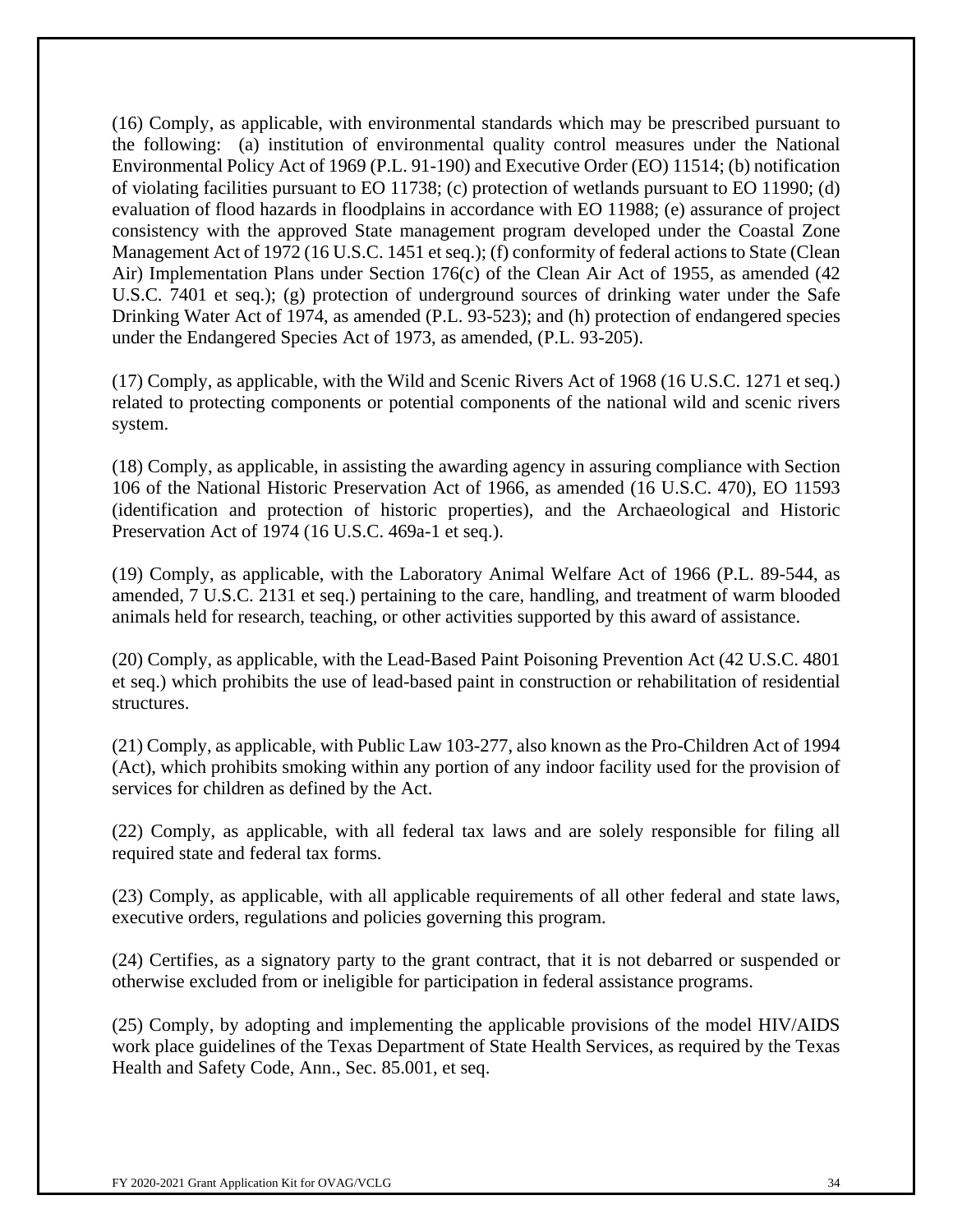(16) Comply, as applicable, with environmental standards which may be prescribed pursuant to the following: (a) institution of environmental quality control measures under the National Environmental Policy Act of 1969 (P.L. 91-190) and Executive Order (EO) 11514; (b) notification of violating facilities pursuant to EO 11738; (c) protection of wetlands pursuant to EO 11990; (d) evaluation of flood hazards in floodplains in accordance with EO 11988; (e) assurance of project consistency with the approved State management program developed under the Coastal Zone Management Act of 1972 (16 U.S.C. 1451 et seq.); (f) conformity of federal actions to State (Clean Air) Implementation Plans under Section 176(c) of the Clean Air Act of 1955, as amended (42 U.S.C. 7401 et seq.); (g) protection of underground sources of drinking water under the Safe Drinking Water Act of 1974, as amended (P.L. 93-523); and (h) protection of endangered species under the Endangered Species Act of 1973, as amended, (P.L. 93-205).

(17) Comply, as applicable, with the Wild and Scenic Rivers Act of 1968 (16 U.S.C. 1271 et seq.) related to protecting components or potential components of the national wild and scenic rivers system.

(18) Comply, as applicable, in assisting the awarding agency in assuring compliance with Section 106 of the National Historic Preservation Act of 1966, as amended (16 U.S.C. 470), EO 11593 (identification and protection of historic properties), and the Archaeological and Historic Preservation Act of 1974 (16 U.S.C. 469a-1 et seq.).

(19) Comply, as applicable, with the Laboratory Animal Welfare Act of 1966 (P.L. 89-544, as amended, 7 U.S.C. 2131 et seq.) pertaining to the care, handling, and treatment of warm blooded animals held for research, teaching, or other activities supported by this award of assistance.

(20) Comply, as applicable, with the Lead-Based Paint Poisoning Prevention Act (42 U.S.C. 4801 et seq.) which prohibits the use of lead-based paint in construction or rehabilitation of residential structures.

(21) Comply, as applicable, with Public Law 103-277, also known as the Pro-Children Act of 1994 (Act), which prohibits smoking within any portion of any indoor facility used for the provision of services for children as defined by the Act.

(22) Comply, as applicable, with all federal tax laws and are solely responsible for filing all required state and federal tax forms.

(23) Comply, as applicable, with all applicable requirements of all other federal and state laws, executive orders, regulations and policies governing this program.

(24) Certifies, as a signatory party to the grant contract, that it is not debarred or suspended or otherwise excluded from or ineligible for participation in federal assistance programs.

(25) Comply, by adopting and implementing the applicable provisions of the model HIV/AIDS work place guidelines of the Texas Department of State Health Services, as required by the Texas Health and Safety Code, Ann., Sec. 85.001, et seq.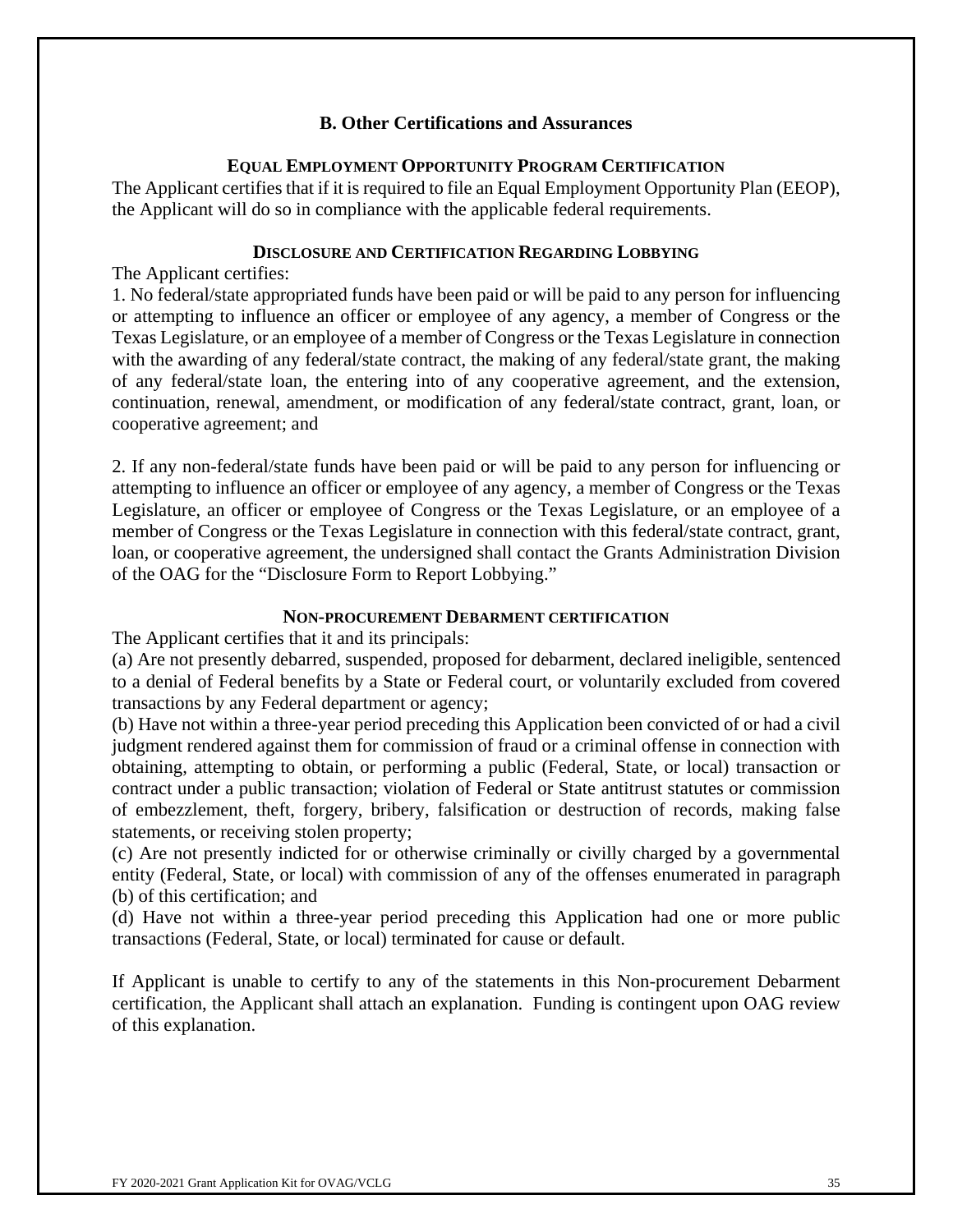## B. Other Certifications and Assurances

### EQUAL EMPLOYMENT OPPORTUNITY PROGRAM CERTIFICATION

The Applicant certifies that if it is required to file an Equal Employment Opportunity Plan (EEOP), the Applicant will do so in compliance with the applicable federal requirements.

### DISCLOSURE AND CERTIFICATION REGARDING LOBBYING

The Applicant certifies:

1. No federal/state appropriated funds have been paid or will be paid to any person for influencing or attempting to influence an officer or employee of any agency, a member of Congress or the Texas Legislature, or an employee of a member of Congress or the Texas Legislature in connection with the awarding of any federal/state contract, the making of any federal/state grant, the making of any federal/state loan, the entering into of any cooperative agreement, and the extension, continuation, renewal, amendment, or modification of any federal/state contract, grant, loan, or cooperative agreement; and

2. If any non-federal/state funds have been paid or will be paid to any person for influencing or attempting to influence an officer or employee of any agency, a member of Congress or the Texas Legislature, an officer or employee of Congress or the Texas Legislature, or an employee of a member of Congress or the Texas Legislature in connection with this federal/state contract, grant, loan, or cooperative agreement, the undersigned shall contact the Grants Administration Division of the OAG for the "Disclosure Form to Report Lobbying."

### NON-PROCUREMENT DEBARMENT CERTIFICATION

The Applicant certifies that it and its principals:

(a) Are not presently debarred, suspended, proposed for debarment, declared ineligible, sentenced to a denial of Federal benefits by a State or Federal court, or voluntarily excluded from covered transactions by any Federal department or agency;

(b) Have not within a three-year period preceding this Application been convicted of or had a civil judgment rendered against them for commission of fraud or a criminal offense in connection with obtaining, attempting to obtain, or performing a public (Federal, State, or local) transaction or contract under a public transaction; violation of Federal or State antitrust statutes or commission of embezzlement, theft, forgery, bribery, falsification or destruction of records, making false statements, or receiving stolen property;

(c) Are not presently indicted for or otherwise criminally or civilly charged by a governmental entity (Federal, State, or local) with commission of any of the offenses enumerated in paragraph (b) of this certification; and

(d) Have not within a three-year period preceding this Application had one or more public transactions (Federal, State, or local) terminated for cause or default.

If Applicant is unable to certify to any of the statements in this Non-procurement Debarment certification, the Applicant shall attach an explanation. Funding is contingent upon OAG review of this explanation.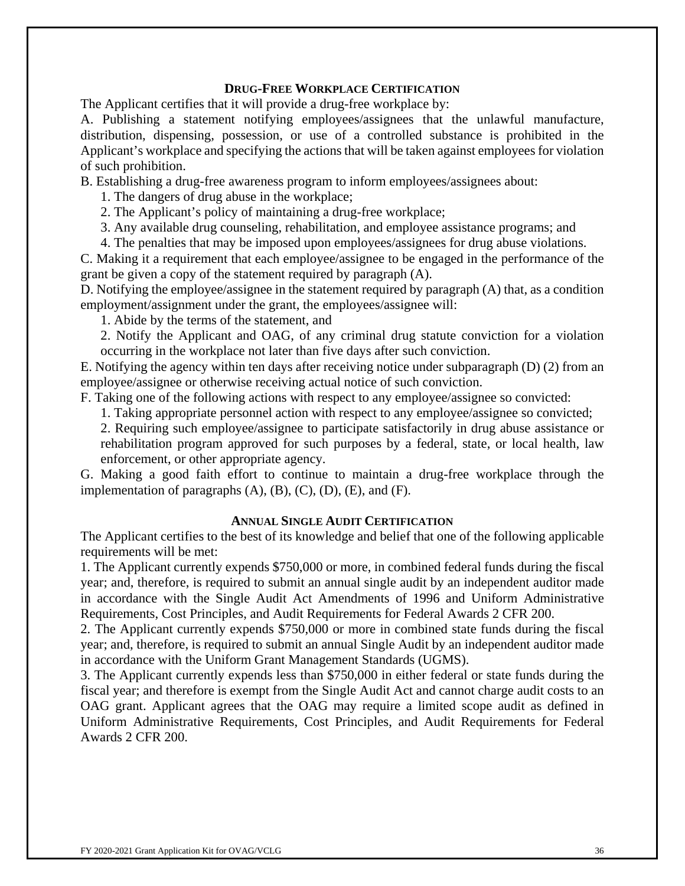## DRUG-FREE WORKPLACE CERTIFICATION

The Applicant certifies that it will provide a drug-free workplace by:

A. Publishing a statement notifying employees/assignees that the unlawful manufacture, distribution, dispensing, possession, or use of a controlled substance is prohibited in the Applicant's workplace and specifying the actions that will be taken against employees for violation of such prohibition.

B. Establishing a drug-free awareness program to inform employees/assignees about:

1. The dangers of drug abuse in the workplace;
2. The Applicant's policy of maintaining a drug-free workplace;
3. Any available drug counseling, rehabilitation, and employee assistance programs; and
4. The penalties that may be imposed upon employees/assignees for drug abuse violations.

C. Making it a requirement that each employee/assignee to be engaged in the performance of the grant be given a copy of the statement required by paragraph (A).

D. Notifying the employee/assignee in the statement required by paragraph (A) that, as a condition employment/assignment under the grant, the employees/assignee will:

1. Abide by the terms of the statement, and
2. Notify the Applicant and OAG, of any criminal drug statute conviction for a violation occurring in the workplace not later than five days after such conviction.

E. Notifying the agency within ten days after receiving notice under subparagraph (D) (2) from an employee/assignee or otherwise receiving actual notice of such conviction.

F. Taking one of the following actions with respect to any employee/assignee so convicted:

1. Taking appropriate personnel action with respect to any employee/assignee so convicted;
2. Requiring such employee/assignee to participate satisfactorily in drug abuse assistance or rehabilitation program approved for such purposes by a federal, state, or local health, law enforcement, or other appropriate agency.

G. Making a good faith effort to continue to maintain a drug-free workplace through the implementation of paragraphs (A), (B), (C), (D), (E), and (F).

## ANNUAL SINGLE AUDIT CERTIFICATION

The Applicant certifies to the best of its knowledge and belief that one of the following applicable requirements will be met:

1. The Applicant currently expends $750,000 or more, in combined federal funds during the fiscal year; and, therefore, is required to submit an annual single audit by an independent auditor made in accordance with the Single Audit Act Amendments of 1996 and Uniform Administrative Requirements, Cost Principles, and Audit Requirements for Federal Awards 2 CFR 200.

2. The Applicant currently expends $750,000 or more in combined state funds during the fiscal year; and, therefore, is required to submit an annual Single Audit by an independent auditor made in accordance with the Uniform Grant Management Standards (UGMS).

3. The Applicant currently expends less than $750,000 in either federal or state funds during the fiscal year; and therefore is exempt from the Single Audit Act and cannot charge audit costs to an OAG grant. Applicant agrees that the OAG may require a limited scope audit as defined in Uniform Administrative Requirements, Cost Principles, and Audit Requirements for Federal Awards 2 CFR 200.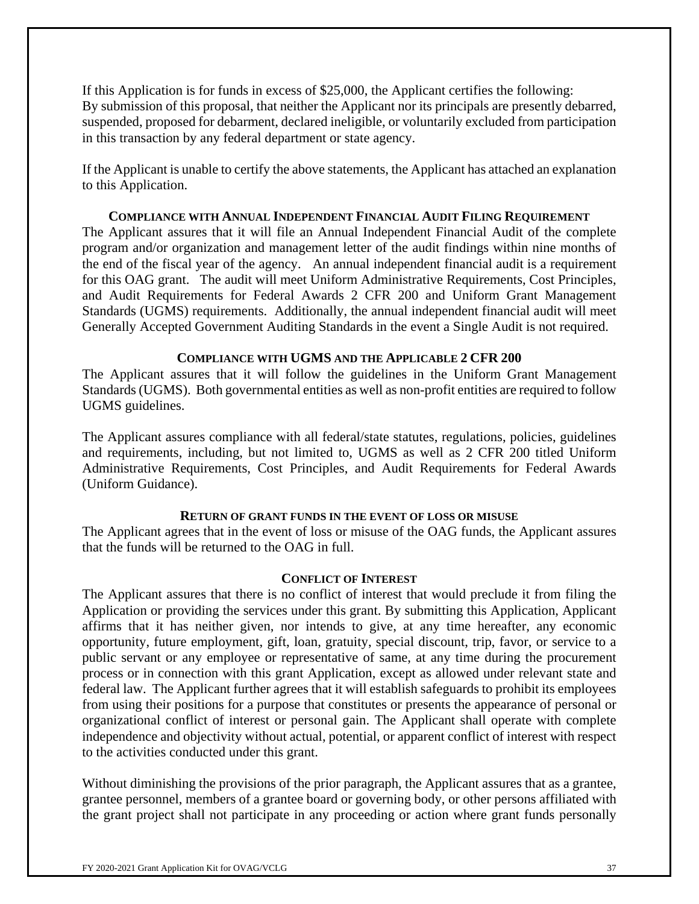If this Application is for funds in excess of $25,000, the Applicant certifies the following: By submission of this proposal, that neither the Applicant nor its principals are presently debarred, suspended, proposed for debarment, declared ineligible, or voluntarily excluded from participation in this transaction by any federal department or state agency.

If the Applicant is unable to certify the above statements, the Applicant has attached an explanation to this Application.

### COMPLIANCE WITH ANNUAL INDEPENDENT FINANCIAL AUDIT FILING REQUIREMENT

The Applicant assures that it will file an Annual Independent Financial Audit of the complete program and/or organization and management letter of the audit findings within nine months of the end of the fiscal year of the agency. An annual independent financial audit is a requirement for this OAG grant. The audit will meet Uniform Administrative Requirements, Cost Principles, and Audit Requirements for Federal Awards 2 CFR 200 and Uniform Grant Management Standards (UGMS) requirements. Additionally, the annual independent financial audit will meet Generally Accepted Government Auditing Standards in the event a Single Audit is not required.

### COMPLIANCE WITH UGMS AND THE APPLICABLE 2 CFR 200

The Applicant assures that it will follow the guidelines in the Uniform Grant Management Standards (UGMS). Both governmental entities as well as non-profit entities are required to follow UGMS guidelines.

The Applicant assures compliance with all federal/state statutes, regulations, policies, guidelines and requirements, including, but not limited to, UGMS as well as 2 CFR 200 titled Uniform Administrative Requirements, Cost Principles, and Audit Requirements for Federal Awards (Uniform Guidance).

### RETURN OF GRANT FUNDS IN THE EVENT OF LOSS OR MISUSE

The Applicant agrees that in the event of loss or misuse of the OAG funds, the Applicant assures that the funds will be returned to the OAG in full.

### CONFLICT OF INTEREST

The Applicant assures that there is no conflict of interest that would preclude it from filing the Application or providing the services under this grant. By submitting this Application, Applicant affirms that it has neither given, nor intends to give, at any time hereafter, any economic opportunity, future employment, gift, loan, gratuity, special discount, trip, favor, or service to a public servant or any employee or representative of same, at any time during the procurement process or in connection with this grant Application, except as allowed under relevant state and federal law. The Applicant further agrees that it will establish safeguards to prohibit its employees from using their positions for a purpose that constitutes or presents the appearance of personal or organizational conflict of interest or personal gain. The Applicant shall operate with complete independence and objectivity without actual, potential, or apparent conflict of interest with respect to the activities conducted under this grant.

Without diminishing the provisions of the prior paragraph, the Applicant assures that as a grantee, grantee personnel, members of a grantee board or governing body, or other persons affiliated with the grant project shall not participate in any proceeding or action where grant funds personally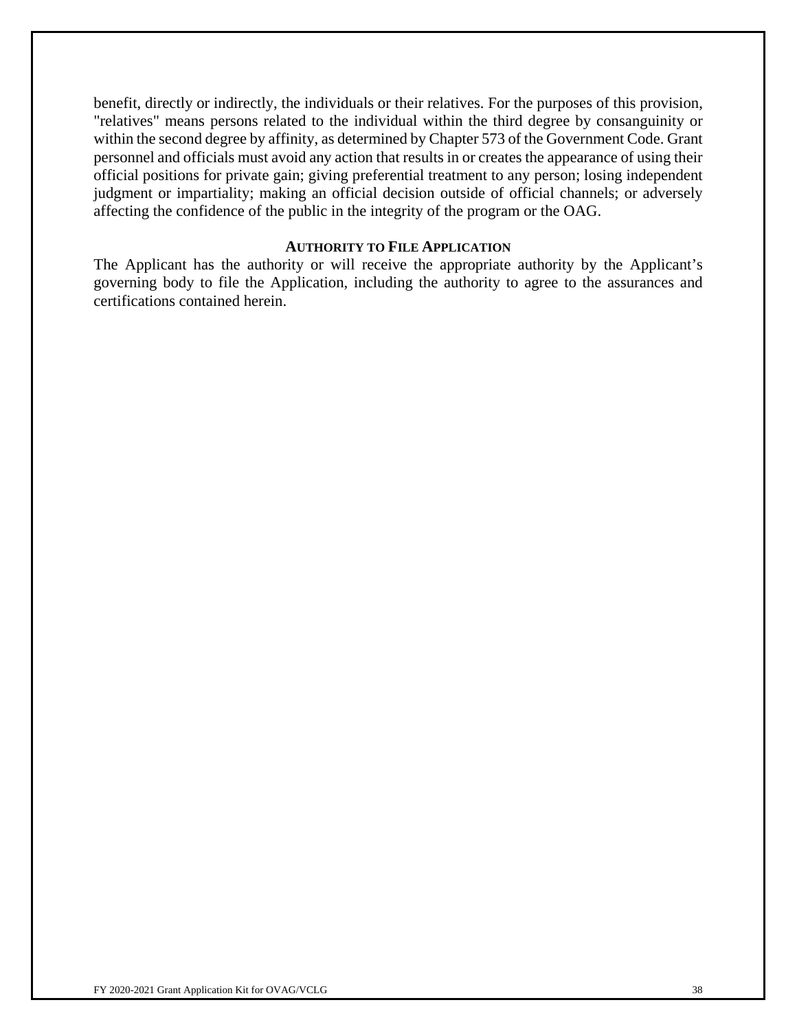benefit, directly or indirectly, the individuals or their relatives. For the purposes of this provision, "relatives" means persons related to the individual within the third degree by consanguinity or within the second degree by affinity, as determined by Chapter 573 of the Government Code. Grant personnel and officials must avoid any action that results in or creates the appearance of using their official positions for private gain; giving preferential treatment to any person; losing independent judgment or impartiality; making an official decision outside of official channels; or adversely affecting the confidence of the public in the integrity of the program or the OAG.

### AUTHORITY TO FILE APPLICATION

The Applicant has the authority or will receive the appropriate authority by the Applicant's governing body to file the Application, including the authority to agree to the assurances and certifications contained herein.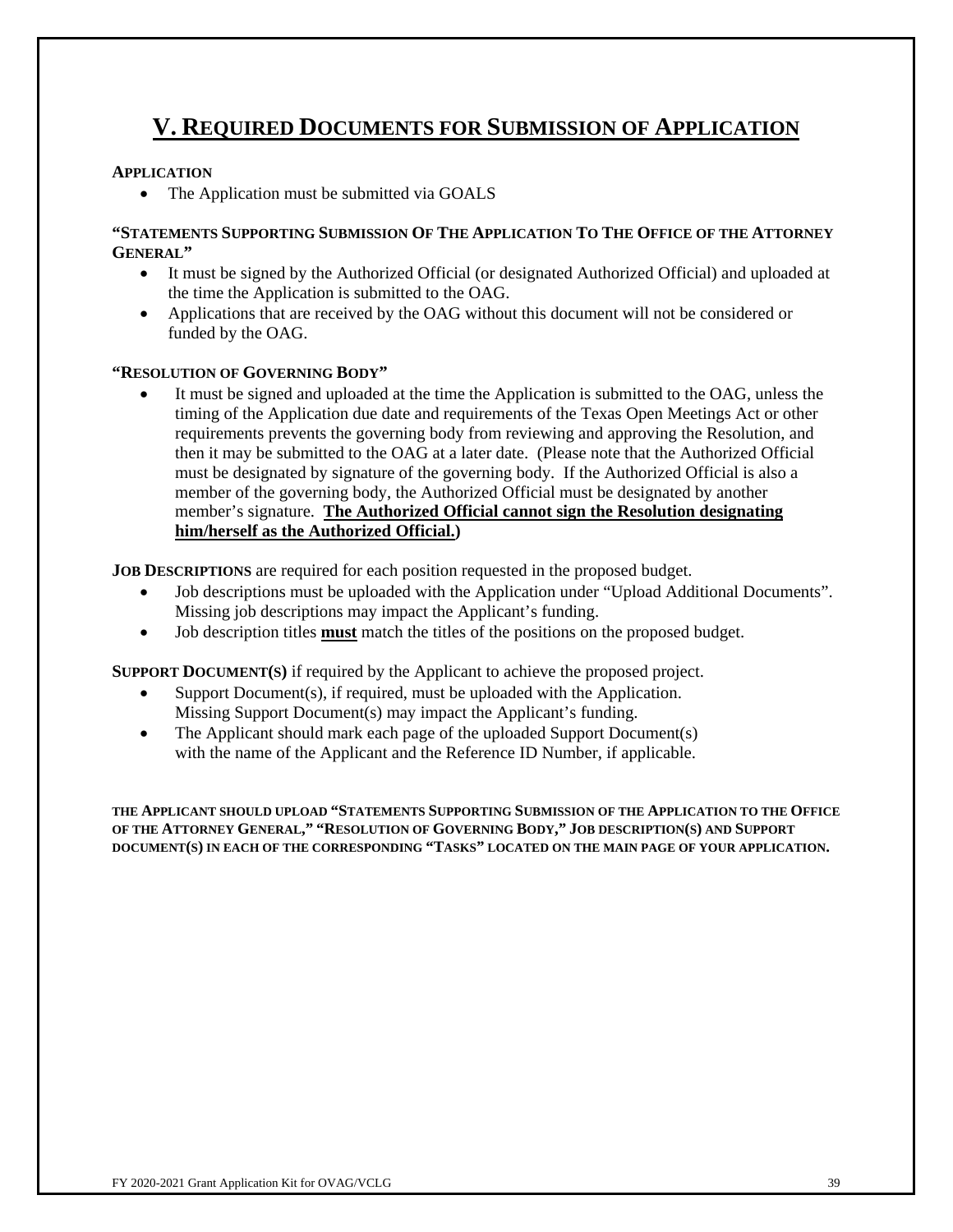# V. REQUIRED DOCUMENTS FOR SUBMISSION OF APPLICATION

**APPLICATION**

- The Application must be submitted via GOALS

**"STATEMENTS SUPPORTING SUBMISSION OF THE APPLICATION TO THE OFFICE OF THE ATTORNEY GENERAL"**

- It must be signed by the Authorized Official (or designated Authorized Official) and uploaded at the time the Application is submitted to the OAG.
- Applications that are received by the OAG without this document will not be considered or funded by the OAG.

**"RESOLUTION OF GOVERNING BODY"**

- It must be signed and uploaded at the time the Application is submitted to the OAG, unless the timing of the Application due date and requirements of the Texas Open Meetings Act or other requirements prevents the governing body from reviewing and approving the Resolution, and then it may be submitted to the OAG at a later date. (Please note that the Authorized Official must be designated by signature of the governing body. If the Authorized Official is also a member of the governing body, the Authorized Official must be designated by another member's signature. **The Authorized Official cannot sign the Resolution designating him/herself as the Authorized Official.**)

**JOB DESCRIPTIONS** are required for each position requested in the proposed budget.

- Job descriptions must be uploaded with the Application under "Upload Additional Documents". Missing job descriptions may impact the Applicant's funding.
- Job description titles **must** match the titles of the positions on the proposed budget.

**SUPPORT DOCUMENT(S)** if required by the Applicant to achieve the proposed project.

- Support Document(s), if required, must be uploaded with the Application. Missing Support Document(s) may impact the Applicant's funding.
- The Applicant should mark each page of the uploaded Support Document(s) with the name of the Applicant and the Reference ID Number, if applicable.

**THE APPLICANT SHOULD UPLOAD "STATEMENTS SUPPORTING SUBMISSION OF THE APPLICATION TO THE OFFICE OF THE ATTORNEY GENERAL," "RESOLUTION OF GOVERNING BODY," JOB DESCRIPTION(S) AND SUPPORT DOCUMENT(S) IN EACH OF THE CORRESPONDING "TASKS" LOCATED ON THE MAIN PAGE OF YOUR APPLICATION.**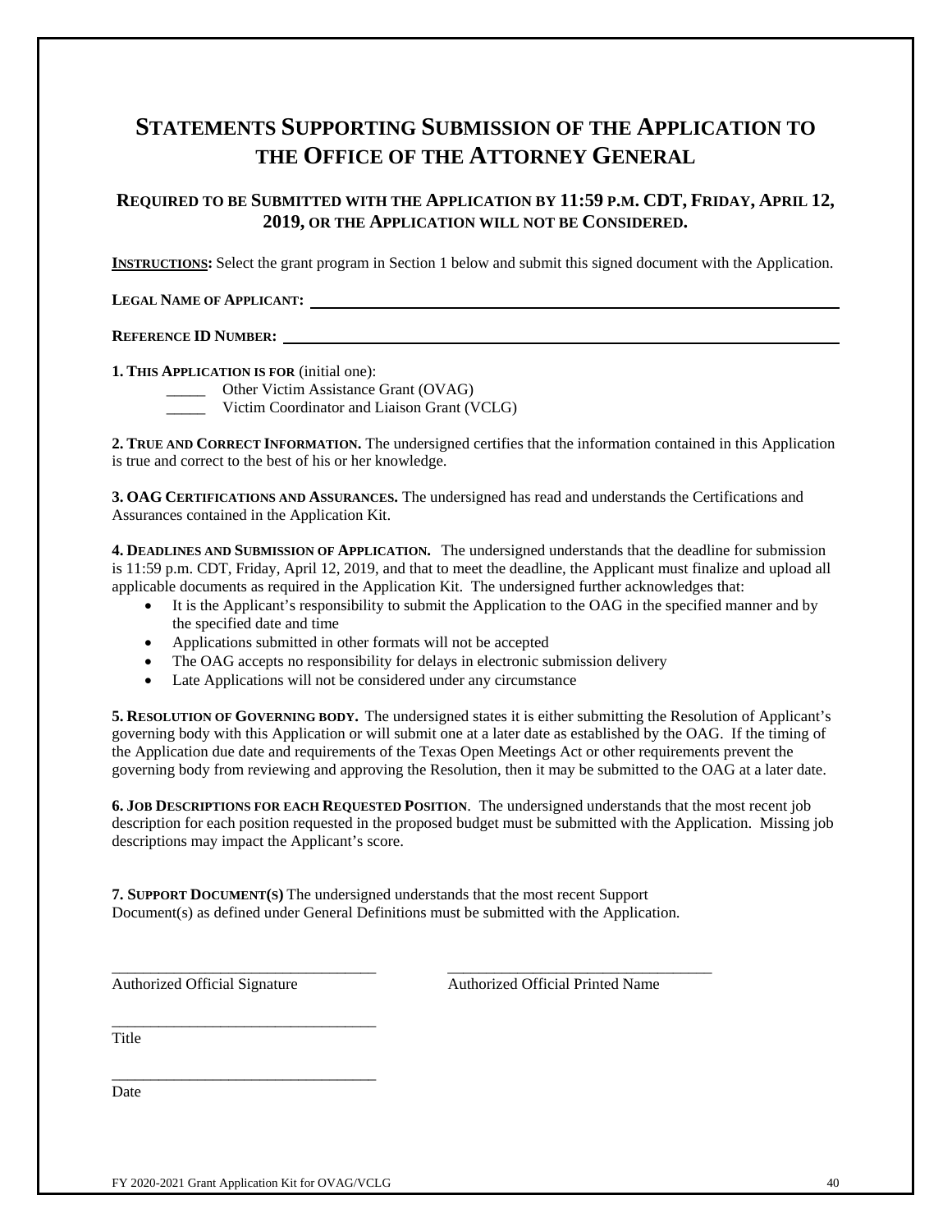# Statements Supporting Submission of the Application to the Office of the Attorney General

## Required to be Submitted with the Application by 11:59 p.m. CDT, Friday, April 12, 2019, or the Application will not be Considered.

**INSTRUCTIONS:** Select the grant program in Section 1 below and submit this signed document with the Application.

**LEGAL NAME OF APPLICANT:** ____________________________________________

**REFERENCE ID NUMBER:** ____________________________________________

**1. THIS APPLICATION IS FOR** (initial one):

_____ Other Victim Assistance Grant (OVAG)

_____ Victim Coordinator and Liaison Grant (VCLG)

**2. TRUE AND CORRECT INFORMATION.** The undersigned certifies that the information contained in this Application is true and correct to the best of his or her knowledge.

**3. OAG CERTIFICATIONS AND ASSURANCES.** The undersigned has read and understands the Certifications and Assurances contained in the Application Kit.

**4. DEADLINES AND SUBMISSION OF APPLICATION.** The undersigned understands that the deadline for submission is 11:59 p.m. CDT, Friday, April 12, 2019, and that to meet the deadline, the Applicant must finalize and upload all applicable documents as required in the Application Kit. The undersigned further acknowledges that:

- It is the Applicant's responsibility to submit the Application to the OAG in the specified manner and by the specified date and time
- Applications submitted in other formats will not be accepted
- The OAG accepts no responsibility for delays in electronic submission delivery
- Late Applications will not be considered under any circumstance

**5. RESOLUTION OF GOVERNING BODY.** The undersigned states it is either submitting the Resolution of Applicant's governing body with this Application or will submit one at a later date as established by the OAG. If the timing of the Application due date and requirements of the Texas Open Meetings Act or other requirements prevent the governing body from reviewing and approving the Resolution, then it may be submitted to the OAG at a later date.

**6. JOB DESCRIPTIONS FOR EACH REQUESTED POSITION**. The undersigned understands that the most recent job description for each position requested in the proposed budget must be submitted with the Application. Missing job descriptions may impact the Applicant's score.

**7. SUPPORT DOCUMENT(S)** The undersigned understands that the most recent Support Document(s) as defined under General Definitions must be submitted with the Application.

________________________________ ________________________________

Authorized Official Signature Authorized Official Printed Name

________________________________

Title

________________________________

Date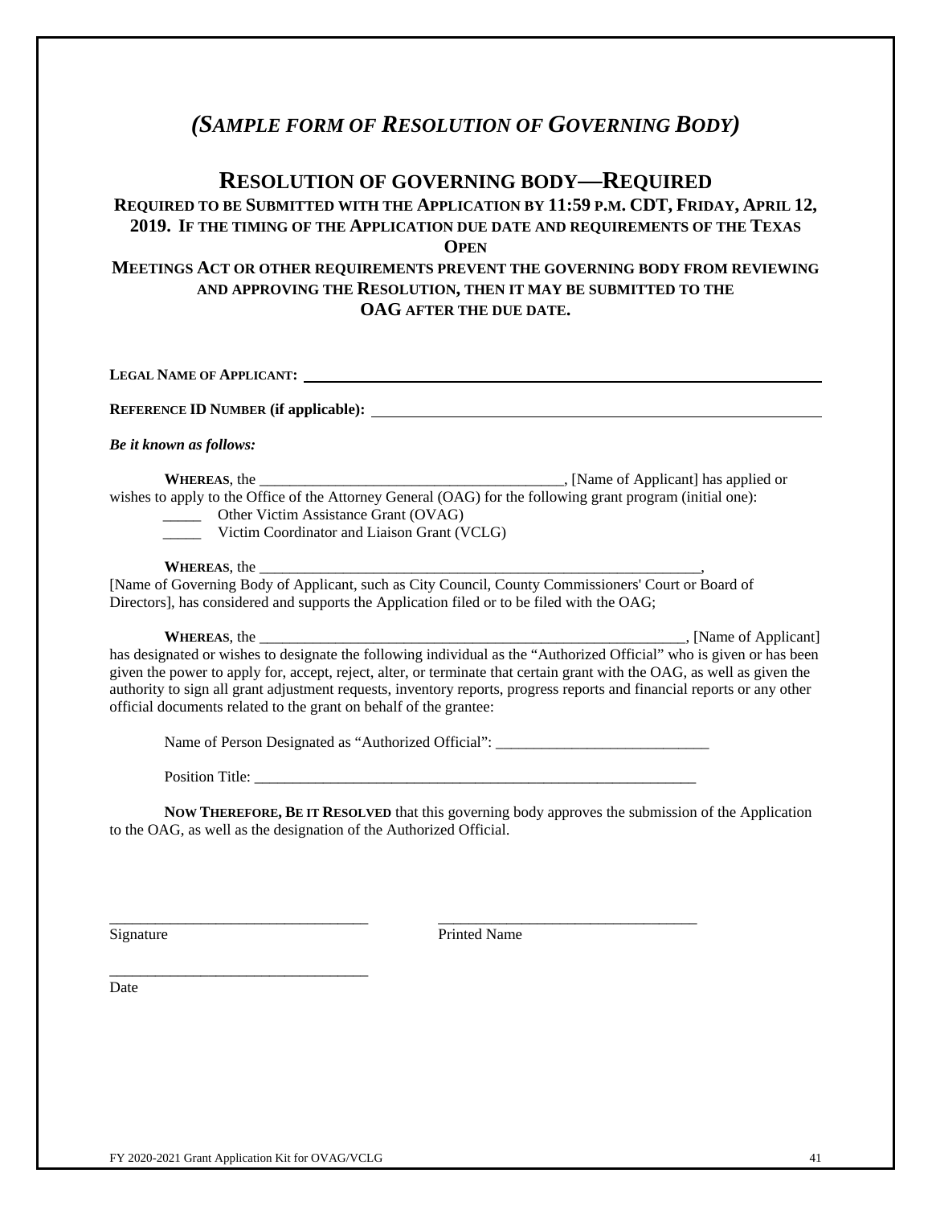## *(SAMPLE FORM OF RESOLUTION OF GOVERNING BODY)*

## RESOLUTION OF GOVERNING BODY—REQUIRED

**REQUIRED TO BE SUBMITTED WITH THE APPLICATION BY 11:59 P.M. CDT, FRIDAY, APRIL 12, 2019. IF THE TIMING OF THE APPLICATION DUE DATE AND REQUIREMENTS OF THE TEXAS OPEN MEETINGS ACT OR OTHER REQUIREMENTS PREVENT THE GOVERNING BODY FROM REVIEWING AND APPROVING THE RESOLUTION, THEN IT MAY BE SUBMITTED TO THE OAG AFTER THE DUE DATE.**

**LEGAL NAME OF APPLICANT:** ______________________________________________

**REFERENCE ID NUMBER (if applicable):** ______________________________________

***Be it known as follows:***

**WHEREAS**, the _________________________________________, [Name of Applicant] has applied or wishes to apply to the Office of the Attorney General (OAG) for the following grant program (initial one):

_____ Other Victim Assistance Grant (OVAG)
_____ Victim Coordinator and Liaison Grant (VCLG)

**WHEREAS**, the ____________________________________________________________, [Name of Governing Body of Applicant, such as City Council, County Commissioners' Court or Board of Directors], has considered and supports the Application filed or to be filed with the OAG;

**WHEREAS**, the ____________________________________________________________, [Name of Applicant] has designated or wishes to designate the following individual as the "Authorized Official" who is given or has been given the power to apply for, accept, reject, alter, or terminate that certain grant with the OAG, as well as given the authority to sign all grant adjustment requests, inventory reports, progress reports and financial reports or any other official documents related to the grant on behalf of the grantee:

Name of Person Designated as "Authorized Official": ____________________________

Position Title: ____________________________________________________________

**NOW THEREFORE, BE IT RESOLVED** that this governing body approves the submission of the Application to the OAG, as well as the designation of the Authorized Official.

__________________________________ __________________________________
Signature Printed Name

__________________________________
Date